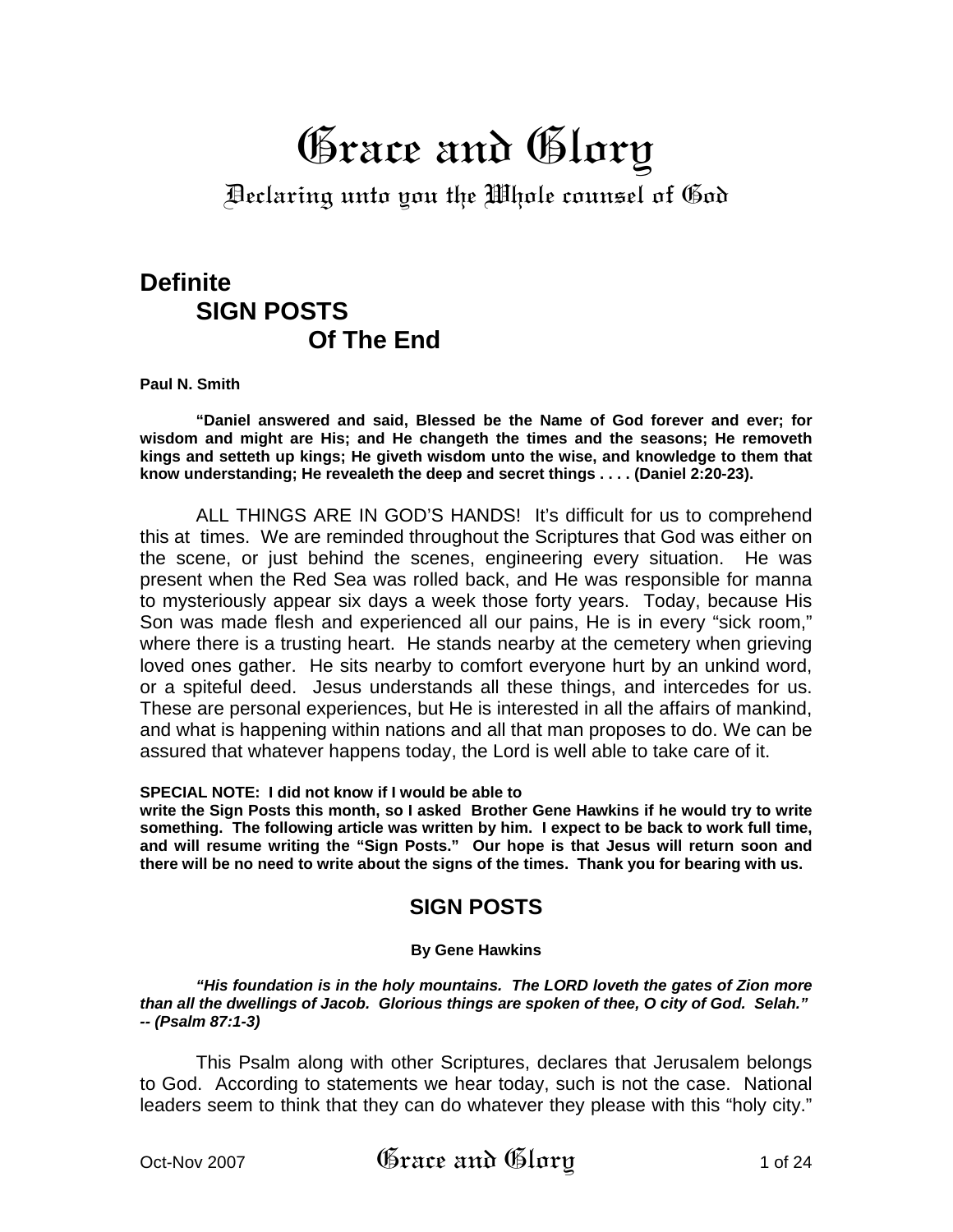# Grace and Glory

Declaring unto you the Whole counsel of God

## Definite SIGN POSTS Of The End

**Paul N. Smith**

**"Daniel answered and said, Blessed be the Name of God forever and ever; for wisdom and might are His; and He changeth the times and the seasons; He removeth kings and setteth up kings; He giveth wisdom unto the wise, and knowledge to them that know understanding; He revealeth the deep and secret things . . . . (Daniel 2:20-23).**

ALL THINGS ARE IN GOD'S HANDS! It's difficult for us to comprehend this at times. We are reminded throughout the Scriptures that God was either on the scene, or just behind the scenes, engineering every situation. He was present when the Red Sea was rolled back, and He was responsible for manna to mysteriously appear six days a week those forty years. Today, because His Son was made flesh and experienced all our pains, He is in every "sick room," where there is a trusting heart. He stands nearby at the cemetery when grieving loved ones gather. He sits nearby to comfort everyone hurt by an unkind word, or a spiteful deed. Jesus understands all these things, and intercedes for us. These are personal experiences, but He is interested in all the affairs of mankind, and what is happening within nations and all that man proposes to do. We can be assured that whatever happens today, the Lord is well able to take care of it.

**SPECIAL NOTE: I did not know if I would be able to write the Sign Posts this month, so I asked Brother Gene Hawkins if he would try to write something. The following article was written by him. I expect to be back to work full time, and will resume writing the "Sign Posts." Our hope is that Jesus will return soon and there will be no need to write about the signs of the times. Thank you for bearing with us.**

### SIGN POSTS

**By Gene Hawkins**

***"His foundation is in the holy mountains. The LORD loveth the gates of Zion more than all the dwellings of Jacob. Glorious things are spoken of thee, O city of God. Selah." -- (Psalm 87:1-3)***

This Psalm along with other Scriptures, declares that Jerusalem belongs to God. According to statements we hear today, such is not the case. National leaders seem to think that they can do whatever they please with this "holy city."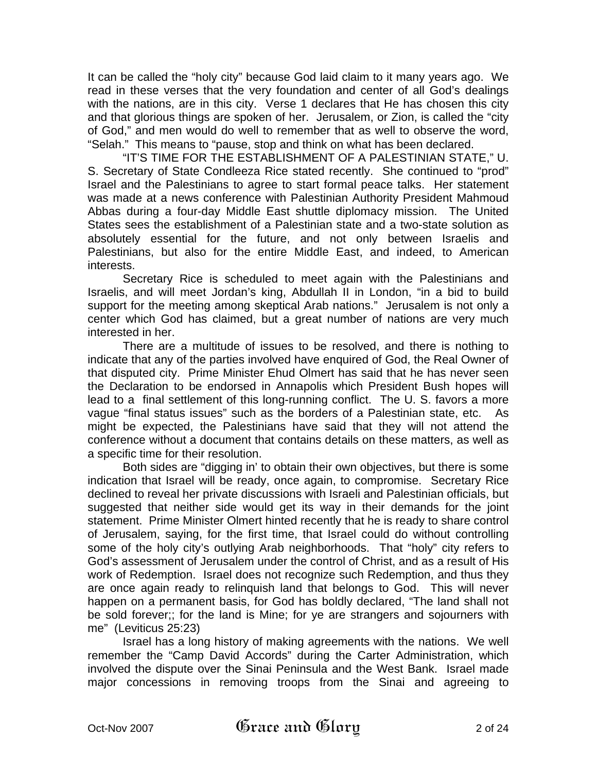It can be called the "holy city" because God laid claim to it many years ago. We read in these verses that the very foundation and center of all God's dealings with the nations, are in this city. Verse 1 declares that He has chosen this city and that glorious things are spoken of her. Jerusalem, or Zion, is called the "city of God," and men would do well to remember that as well to observe the word, "Selah." This means to "pause, stop and think on what has been declared.

"IT'S TIME FOR THE ESTABLISHMENT OF A PALESTINIAN STATE," U. S. Secretary of State Condleeza Rice stated recently. She continued to "prod" Israel and the Palestinians to agree to start formal peace talks. Her statement was made at a news conference with Palestinian Authority President Mahmoud Abbas during a four-day Middle East shuttle diplomacy mission. The United States sees the establishment of a Palestinian state and a two-state solution as absolutely essential for the future, and not only between Israelis and Palestinians, but also for the entire Middle East, and indeed, to American interests.

Secretary Rice is scheduled to meet again with the Palestinians and Israelis, and will meet Jordan's king, Abdullah II in London, "in a bid to build support for the meeting among skeptical Arab nations." Jerusalem is not only a center which God has claimed, but a great number of nations are very much interested in her.

There are a multitude of issues to be resolved, and there is nothing to indicate that any of the parties involved have enquired of God, the Real Owner of that disputed city. Prime Minister Ehud Olmert has said that he has never seen the Declaration to be endorsed in Annapolis which President Bush hopes will lead to a final settlement of this long-running conflict. The U. S. favors a more vague "final status issues" such as the borders of a Palestinian state, etc. As might be expected, the Palestinians have said that they will not attend the conference without a document that contains details on these matters, as well as a specific time for their resolution.

Both sides are "digging in' to obtain their own objectives, but there is some indication that Israel will be ready, once again, to compromise. Secretary Rice declined to reveal her private discussions with Israeli and Palestinian officials, but suggested that neither side would get its way in their demands for the joint statement. Prime Minister Olmert hinted recently that he is ready to share control of Jerusalem, saying, for the first time, that Israel could do without controlling some of the holy city's outlying Arab neighborhoods. That "holy" city refers to God's assessment of Jerusalem under the control of Christ, and as a result of His work of Redemption. Israel does not recognize such Redemption, and thus they are once again ready to relinquish land that belongs to God. This will never happen on a permanent basis, for God has boldly declared, "The land shall not be sold forever;; for the land is Mine; for ye are strangers and sojourners with me" (Leviticus 25:23)

Israel has a long history of making agreements with the nations. We well remember the "Camp David Accords" during the Carter Administration, which involved the dispute over the Sinai Peninsula and the West Bank. Israel made major concessions in removing troops from the Sinai and agreeing to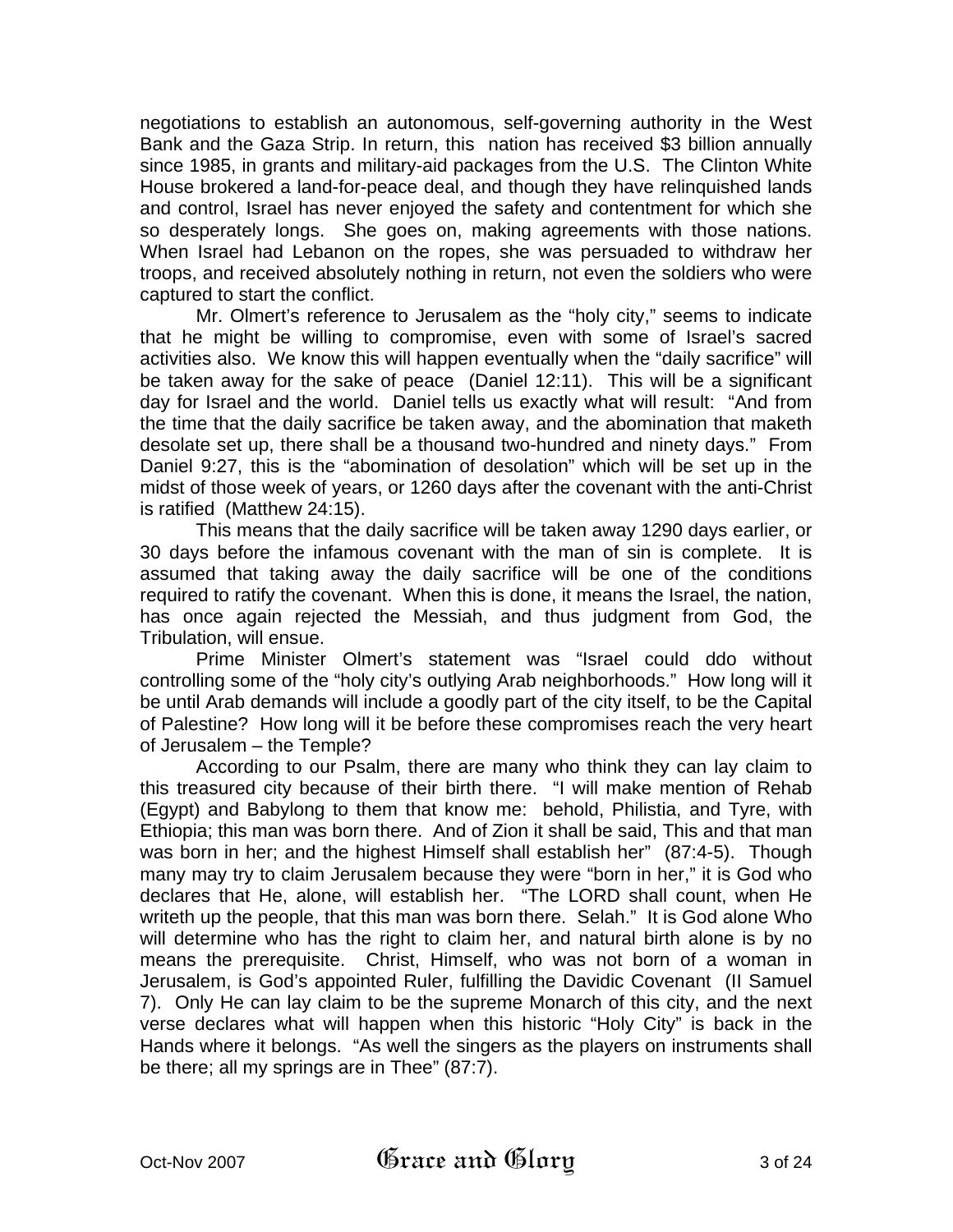negotiations to establish an autonomous, self-governing authority in the West Bank and the Gaza Strip. In return, this nation has received $3 billion annually since 1985, in grants and military-aid packages from the U.S. The Clinton White House brokered a land-for-peace deal, and though they have relinquished lands and control, Israel has never enjoyed the safety and contentment for which she so desperately longs. She goes on, making agreements with those nations. When Israel had Lebanon on the ropes, she was persuaded to withdraw her troops, and received absolutely nothing in return, not even the soldiers who were captured to start the conflict.

Mr. Olmert's reference to Jerusalem as the "holy city," seems to indicate that he might be willing to compromise, even with some of Israel's sacred activities also. We know this will happen eventually when the "daily sacrifice" will be taken away for the sake of peace (Daniel 12:11). This will be a significant day for Israel and the world. Daniel tells us exactly what will result: "And from the time that the daily sacrifice be taken away, and the abomination that maketh desolate set up, there shall be a thousand two-hundred and ninety days." From Daniel 9:27, this is the "abomination of desolation" which will be set up in the midst of those week of years, or 1260 days after the covenant with the anti-Christ is ratified (Matthew 24:15).

This means that the daily sacrifice will be taken away 1290 days earlier, or 30 days before the infamous covenant with the man of sin is complete. It is assumed that taking away the daily sacrifice will be one of the conditions required to ratify the covenant. When this is done, it means the Israel, the nation, has once again rejected the Messiah, and thus judgment from God, the Tribulation, will ensue.

Prime Minister Olmert's statement was "Israel could ddo without controlling some of the "holy city's outlying Arab neighborhoods." How long will it be until Arab demands will include a goodly part of the city itself, to be the Capital of Palestine? How long will it be before these compromises reach the very heart of Jerusalem – the Temple?

According to our Psalm, there are many who think they can lay claim to this treasured city because of their birth there. "I will make mention of Rehab (Egypt) and Babylong to them that know me: behold, Philistia, and Tyre, with Ethiopia; this man was born there. And of Zion it shall be said, This and that man was born in her; and the highest Himself shall establish her" (87:4-5). Though many may try to claim Jerusalem because they were "born in her," it is God who declares that He, alone, will establish her. "The LORD shall count, when He writeth up the people, that this man was born there. Selah." It is God alone Who will determine who has the right to claim her, and natural birth alone is by no means the prerequisite. Christ, Himself, who was not born of a woman in Jerusalem, is God's appointed Ruler, fulfilling the Davidic Covenant (II Samuel 7). Only He can lay claim to be the supreme Monarch of this city, and the next verse declares what will happen when this historic "Holy City" is back in the Hands where it belongs. "As well the singers as the players on instruments shall be there; all my springs are in Thee" (87:7).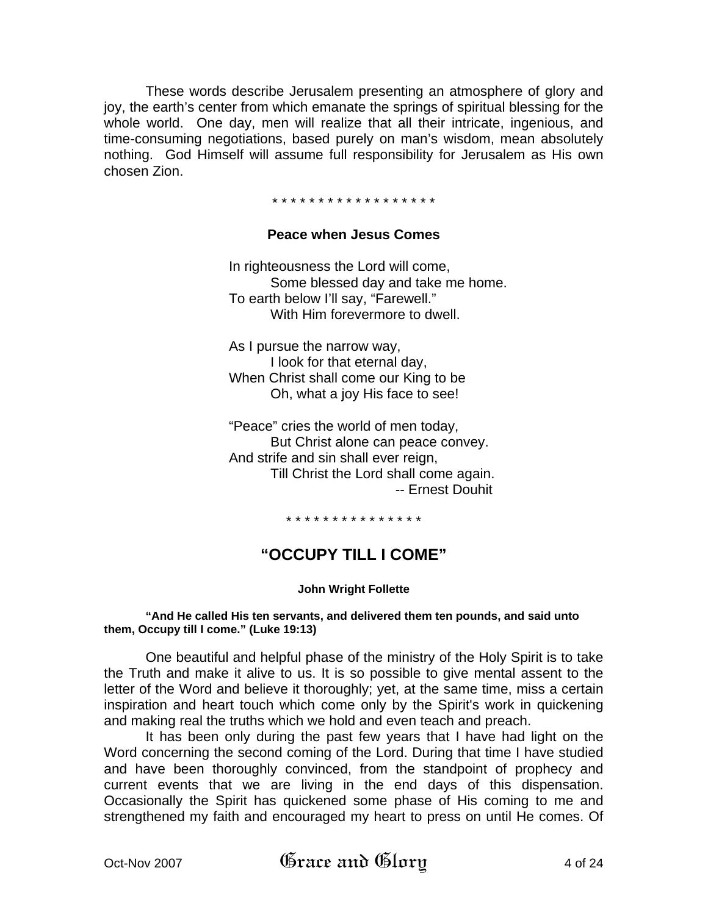These words describe Jerusalem presenting an atmosphere of glory and joy, the earth's center from which emanate the springs of spiritual blessing for the whole world. One day, men will realize that all their intricate, ingenious, and time-consuming negotiations, based purely on man's wisdom, mean absolutely nothing. God Himself will assume full responsibility for Jerusalem as His own chosen Zion.

\* \* \* \* \* \* \* \* \* \* \* \* \* \* \* \* \* \*

### Peace when Jesus Comes

In righteousness the Lord will come,
Some blessed day and take me home.
To earth below I'll say, "Farewell."
With Him forevermore to dwell.

As I pursue the narrow way,
I look for that eternal day,
When Christ shall come our King to be
Oh, what a joy His face to see!

"Peace" cries the world of men today,
But Christ alone can peace convey.
And strife and sin shall ever reign,
Till Christ the Lord shall come again.

-- Ernest Douhit

\* \* \* \* \* \* \* \* \* \* \* \* \* \* \* \*

## "OCCUPY TILL I COME"

**John Wright Follette**

**"And He called His ten servants, and delivered them ten pounds, and said unto them, Occupy till I come." (Luke 19:13)**

One beautiful and helpful phase of the ministry of the Holy Spirit is to take the Truth and make it alive to us. It is so possible to give mental assent to the letter of the Word and believe it thoroughly; yet, at the same time, miss a certain inspiration and heart touch which come only by the Spirit's work in quickening and making real the truths which we hold and even teach and preach.

It has been only during the past few years that I have had light on the Word concerning the second coming of the Lord. During that time I have studied and have been thoroughly convinced, from the standpoint of prophecy and current events that we are living in the end days of this dispensation. Occasionally the Spirit has quickened some phase of His coming to me and strengthened my faith and encouraged my heart to press on until He comes. Of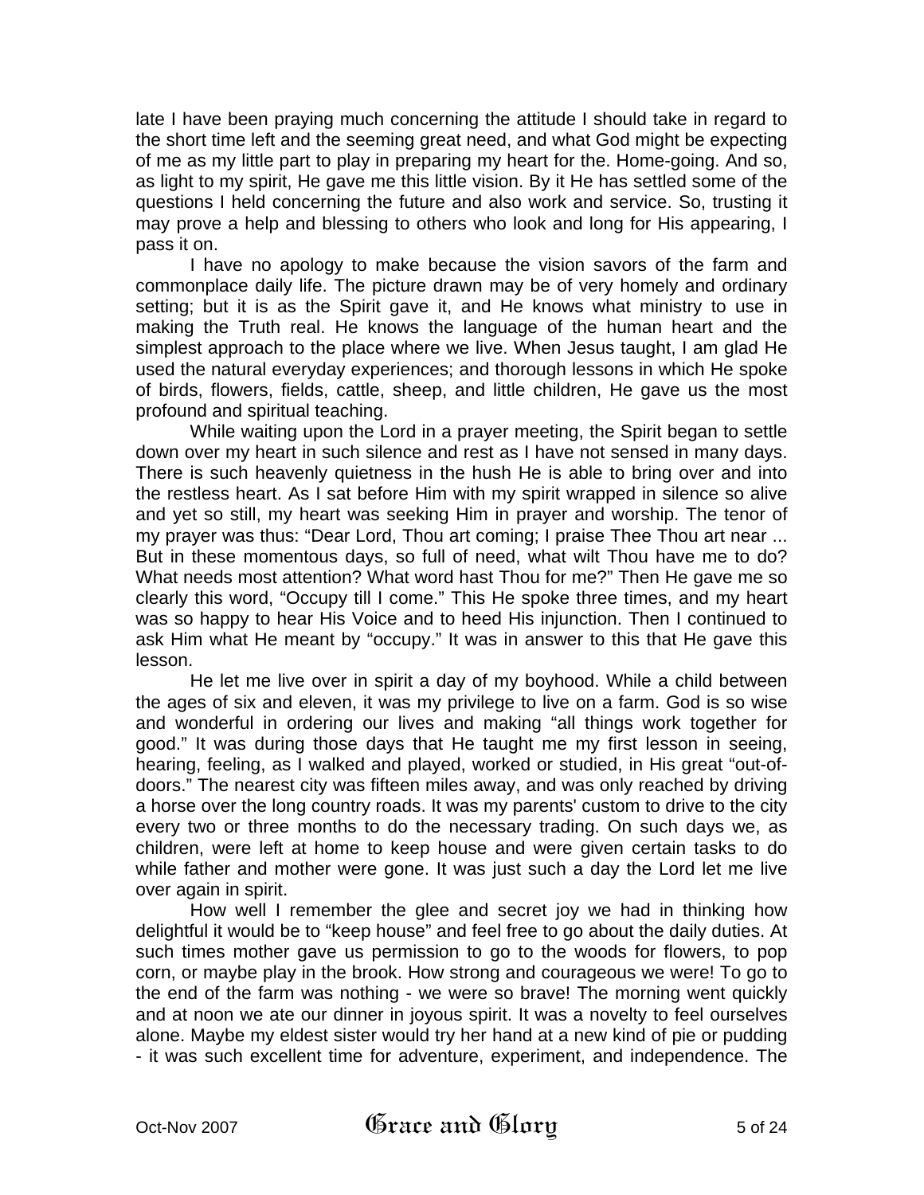late I have been praying much concerning the attitude I should take in regard to the short time left and the seeming great need, and what God might be expecting of me as my little part to play in preparing my heart for the. Home-going. And so, as light to my spirit, He gave me this little vision. By it He has settled some of the questions I held concerning the future and also work and service. So, trusting it may prove a help and blessing to others who look and long for His appearing, I pass it on.

I have no apology to make because the vision savors of the farm and commonplace daily life. The picture drawn may be of very homely and ordinary setting; but it is as the Spirit gave it, and He knows what ministry to use in making the Truth real. He knows the language of the human heart and the simplest approach to the place where we live. When Jesus taught, I am glad He used the natural everyday experiences; and thorough lessons in which He spoke of birds, flowers, fields, cattle, sheep, and little children, He gave us the most profound and spiritual teaching.

While waiting upon the Lord in a prayer meeting, the Spirit began to settle down over my heart in such silence and rest as I have not sensed in many days. There is such heavenly quietness in the hush He is able to bring over and into the restless heart. As I sat before Him with my spirit wrapped in silence so alive and yet so still, my heart was seeking Him in prayer and worship. The tenor of my prayer was thus: "Dear Lord, Thou art coming; I praise Thee Thou art near ... But in these momentous days, so full of need, what wilt Thou have me to do? What needs most attention? What word hast Thou for me?" Then He gave me so clearly this word, "Occupy till I come." This He spoke three times, and my heart was so happy to hear His Voice and to heed His injunction. Then I continued to ask Him what He meant by "occupy." It was in answer to this that He gave this lesson.

He let me live over in spirit a day of my boyhood. While a child between the ages of six and eleven, it was my privilege to live on a farm. God is so wise and wonderful in ordering our lives and making "all things work together for good." It was during those days that He taught me my first lesson in seeing, hearing, feeling, as I walked and played, worked or studied, in His great "out-of-doors." The nearest city was fifteen miles away, and was only reached by driving a horse over the long country roads. It was my parents' custom to drive to the city every two or three months to do the necessary trading. On such days we, as children, were left at home to keep house and were given certain tasks to do while father and mother were gone. It was just such a day the Lord let me live over again in spirit.

How well I remember the glee and secret joy we had in thinking how delightful it would be to "keep house" and feel free to go about the daily duties. At such times mother gave us permission to go to the woods for flowers, to pop corn, or maybe play in the brook. How strong and courageous we were! To go to the end of the farm was nothing - we were so brave! The morning went quickly and at noon we ate our dinner in joyous spirit. It was a novelty to feel ourselves alone. Maybe my eldest sister would try her hand at a new kind of pie or pudding - it was such excellent time for adventure, experiment, and independence. The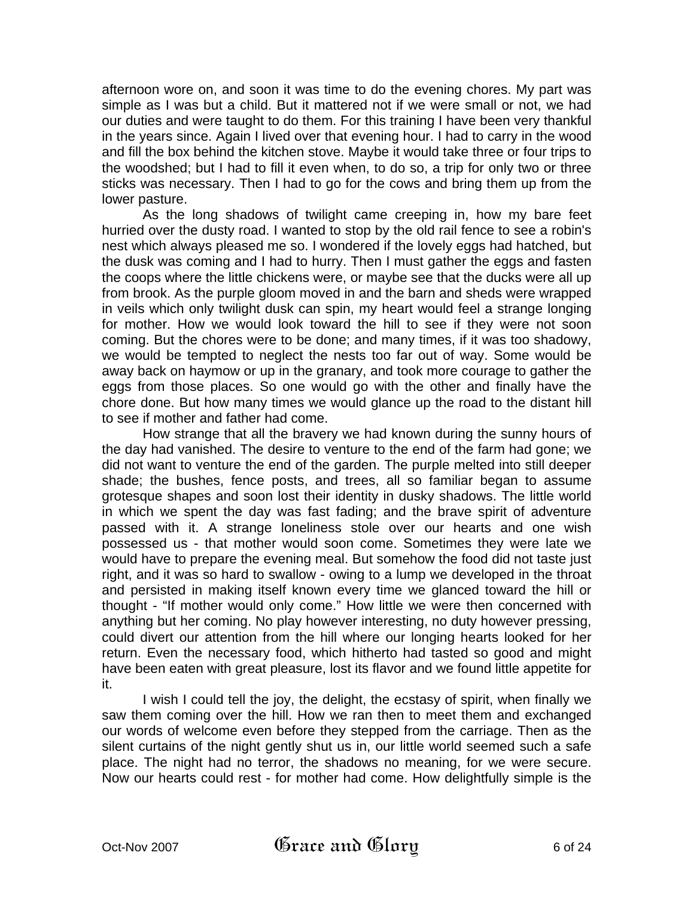afternoon wore on, and soon it was time to do the evening chores. My part was simple as I was but a child. But it mattered not if we were small or not, we had our duties and were taught to do them. For this training I have been very thankful in the years since. Again I lived over that evening hour. I had to carry in the wood and fill the box behind the kitchen stove. Maybe it would take three or four trips to the woodshed; but I had to fill it even when, to do so, a trip for only two or three sticks was necessary. Then I had to go for the cows and bring them up from the lower pasture.

As the long shadows of twilight came creeping in, how my bare feet hurried over the dusty road. I wanted to stop by the old rail fence to see a robin's nest which always pleased me so. I wondered if the lovely eggs had hatched, but the dusk was coming and I had to hurry. Then I must gather the eggs and fasten the coops where the little chickens were, or maybe see that the ducks were all up from brook. As the purple gloom moved in and the barn and sheds were wrapped in veils which only twilight dusk can spin, my heart would feel a strange longing for mother. How we would look toward the hill to see if they were not soon coming. But the chores were to be done; and many times, if it was too shadowy, we would be tempted to neglect the nests too far out of way. Some would be away back on haymow or up in the granary, and took more courage to gather the eggs from those places. So one would go with the other and finally have the chore done. But how many times we would glance up the road to the distant hill to see if mother and father had come.

How strange that all the bravery we had known during the sunny hours of the day had vanished. The desire to venture to the end of the farm had gone; we did not want to venture the end of the garden. The purple melted into still deeper shade; the bushes, fence posts, and trees, all so familiar began to assume grotesque shapes and soon lost their identity in dusky shadows. The little world in which we spent the day was fast fading; and the brave spirit of adventure passed with it. A strange loneliness stole over our hearts and one wish possessed us - that mother would soon come. Sometimes they were late we would have to prepare the evening meal. But somehow the food did not taste just right, and it was so hard to swallow - owing to a lump we developed in the throat and persisted in making itself known every time we glanced toward the hill or thought - "If mother would only come." How little we were then concerned with anything but her coming. No play however interesting, no duty however pressing, could divert our attention from the hill where our longing hearts looked for her return. Even the necessary food, which hitherto had tasted so good and might have been eaten with great pleasure, lost its flavor and we found little appetite for it.

I wish I could tell the joy, the delight, the ecstasy of spirit, when finally we saw them coming over the hill. How we ran then to meet them and exchanged our words of welcome even before they stepped from the carriage. Then as the silent curtains of the night gently shut us in, our little world seemed such a safe place. The night had no terror, the shadows no meaning, for we were secure. Now our hearts could rest - for mother had come. How delightfully simple is the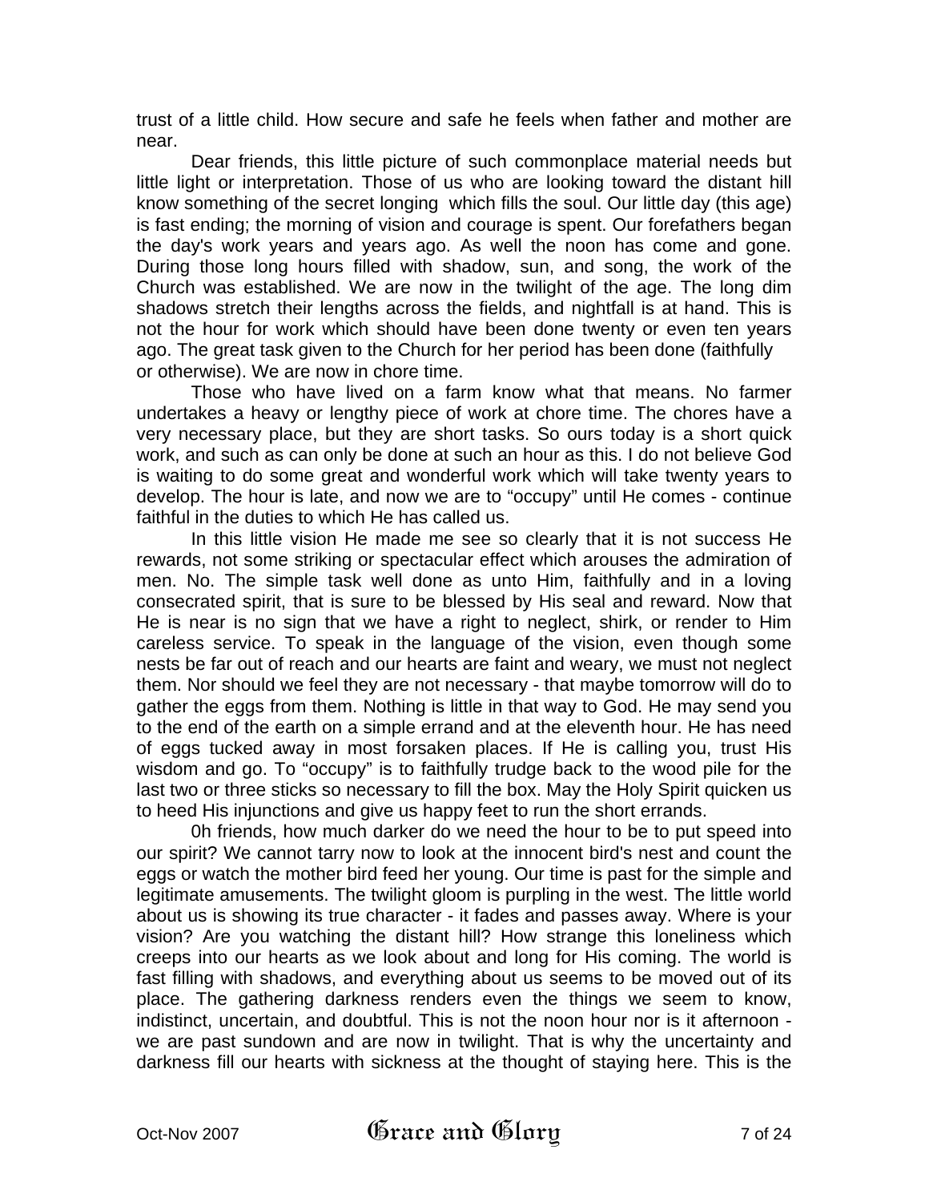trust of a little child. How secure and safe he feels when father and mother are near.

Dear friends, this little picture of such commonplace material needs but little light or interpretation. Those of us who are looking toward the distant hill know something of the secret longing which fills the soul. Our little day (this age) is fast ending; the morning of vision and courage is spent. Our forefathers began the day's work years and years ago. As well the noon has come and gone. During those long hours filled with shadow, sun, and song, the work of the Church was established. We are now in the twilight of the age. The long dim shadows stretch their lengths across the fields, and nightfall is at hand. This is not the hour for work which should have been done twenty or even ten years ago. The great task given to the Church for her period has been done (faithfully or otherwise). We are now in chore time.

Those who have lived on a farm know what that means. No farmer undertakes a heavy or lengthy piece of work at chore time. The chores have a very necessary place, but they are short tasks. So ours today is a short quick work, and such as can only be done at such an hour as this. I do not believe God is waiting to do some great and wonderful work which will take twenty years to develop. The hour is late, and now we are to "occupy" until He comes - continue faithful in the duties to which He has called us.

In this little vision He made me see so clearly that it is not success He rewards, not some striking or spectacular effect which arouses the admiration of men. No. The simple task well done as unto Him, faithfully and in a loving consecrated spirit, that is sure to be blessed by His seal and reward. Now that He is near is no sign that we have a right to neglect, shirk, or render to Him careless service. To speak in the language of the vision, even though some nests be far out of reach and our hearts are faint and weary, we must not neglect them. Nor should we feel they are not necessary - that maybe tomorrow will do to gather the eggs from them. Nothing is little in that way to God. He may send you to the end of the earth on a simple errand and at the eleventh hour. He has need of eggs tucked away in most forsaken places. If He is calling you, trust His wisdom and go. To "occupy" is to faithfully trudge back to the wood pile for the last two or three sticks so necessary to fill the box. May the Holy Spirit quicken us to heed His injunctions and give us happy feet to run the short errands.

0h friends, how much darker do we need the hour to be to put speed into our spirit? We cannot tarry now to look at the innocent bird's nest and count the eggs or watch the mother bird feed her young. Our time is past for the simple and legitimate amusements. The twilight gloom is purpling in the west. The little world about us is showing its true character - it fades and passes away. Where is your vision? Are you watching the distant hill? How strange this loneliness which creeps into our hearts as we look about and long for His coming. The world is fast filling with shadows, and everything about us seems to be moved out of its place. The gathering darkness renders even the things we seem to know, indistinct, uncertain, and doubtful. This is not the noon hour nor is it afternoon - we are past sundown and are now in twilight. That is why the uncertainty and darkness fill our hearts with sickness at the thought of staying here. This is the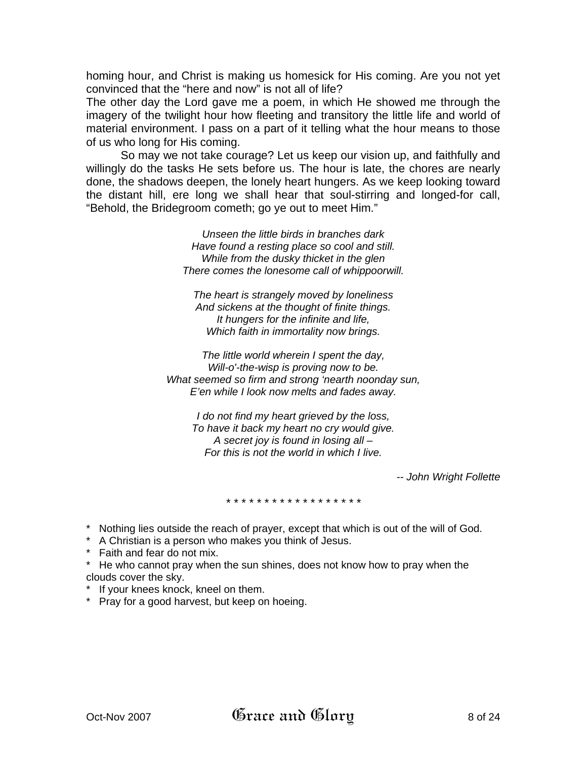homing hour, and Christ is making us homesick for His coming. Are you not yet convinced that the "here and now" is not all of life?

The other day the Lord gave me a poem, in which He showed me through the imagery of the twilight hour how fleeting and transitory the little life and world of material environment. I pass on a part of it telling what the hour means to those of us who long for His coming.

So may we not take courage? Let us keep our vision up, and faithfully and willingly do the tasks He sets before us. The hour is late, the chores are nearly done, the shadows deepen, the lonely heart hungers. As we keep looking toward the distant hill, ere long we shall hear that soul-stirring and longed-for call, "Behold, the Bridegroom cometh; go ye out to meet Him."

*Unseen the little birds in branches dark*
*Have found a resting place so cool and still.*
*While from the dusky thicket in the glen*
*There comes the lonesome call of whippoorwill.*

*The heart is strangely moved by loneliness*
*And sickens at the thought of finite things.*
*It hungers for the infinite and life,*
*Which faith in immortality now brings.*

*The little world wherein I spent the day,*
*Will-o'-the-wisp is proving now to be.*
*What seemed so firm and strong 'nearth noonday sun,*
*E'en while I look now melts and fades away.*

*I do not find my heart grieved by the loss,*
*To have it back my heart no cry would give.*
*A secret joy is found in losing all –*
*For this is not the world in which I live.*

*-- John Wright Follette*

\* \* \* \* \* \* \* \* \* \* \* \* \* \* \* \* \* \*

\* Nothing lies outside the reach of prayer, except that which is out of the will of God.
\* A Christian is a person who makes you think of Jesus.
\* Faith and fear do not mix.
\* He who cannot pray when the sun shines, does not know how to pray when the clouds cover the sky.
\* If your knees knock, kneel on them.
\* Pray for a good harvest, but keep on hoeing.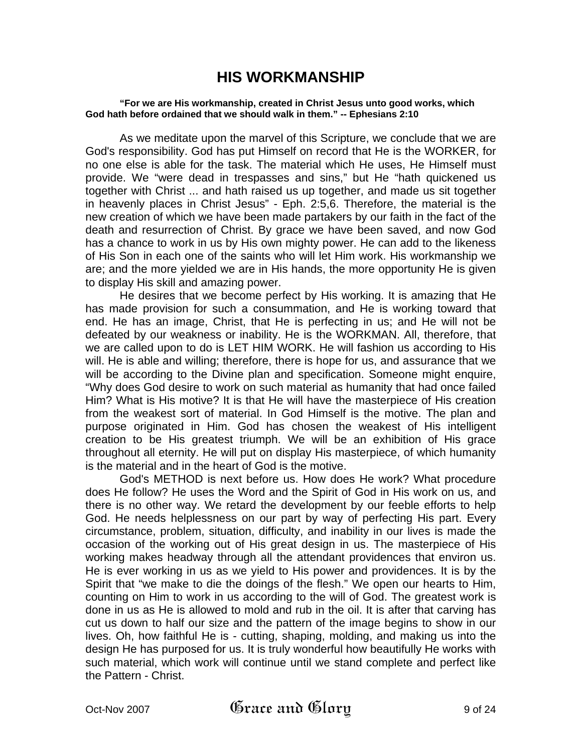# HIS WORKMANSHIP

**"For we are His workmanship, created in Christ Jesus unto good works, which God hath before ordained that we should walk in them." -- Ephesians 2:10**

As we meditate upon the marvel of this Scripture, we conclude that we are God's responsibility. God has put Himself on record that He is the WORKER, for no one else is able for the task. The material which He uses, He Himself must provide. We "were dead in trespasses and sins," but He "hath quickened us together with Christ ... and hath raised us up together, and made us sit together in heavenly places in Christ Jesus" - Eph. 2:5,6. Therefore, the material is the new creation of which we have been made partakers by our faith in the fact of the death and resurrection of Christ. By grace we have been saved, and now God has a chance to work in us by His own mighty power. He can add to the likeness of His Son in each one of the saints who will let Him work. His workmanship we are; and the more yielded we are in His hands, the more opportunity He is given to display His skill and amazing power.

He desires that we become perfect by His working. It is amazing that He has made provision for such a consummation, and He is working toward that end. He has an image, Christ, that He is perfecting in us; and He will not be defeated by our weakness or inability. He is the WORKMAN. All, therefore, that we are called upon to do is LET HIM WORK. He will fashion us according to His will. He is able and willing; therefore, there is hope for us, and assurance that we will be according to the Divine plan and specification. Someone might enquire, "Why does God desire to work on such material as humanity that had once failed Him? What is His motive? It is that He will have the masterpiece of His creation from the weakest sort of material. In God Himself is the motive. The plan and purpose originated in Him. God has chosen the weakest of His intelligent creation to be His greatest triumph. We will be an exhibition of His grace throughout all eternity. He will put on display His masterpiece, of which humanity is the material and in the heart of God is the motive.

God's METHOD is next before us. How does He work? What procedure does He follow? He uses the Word and the Spirit of God in His work on us, and there is no other way. We retard the development by our feeble efforts to help God. He needs helplessness on our part by way of perfecting His part. Every circumstance, problem, situation, difficulty, and inability in our lives is made the occasion of the working out of His great design in us. The masterpiece of His working makes headway through all the attendant providences that environ us. He is ever working in us as we yield to His power and providences. It is by the Spirit that "we make to die the doings of the flesh." We open our hearts to Him, counting on Him to work in us according to the will of God. The greatest work is done in us as He is allowed to mold and rub in the oil. It is after that carving has cut us down to half our size and the pattern of the image begins to show in our lives. Oh, how faithful He is - cutting, shaping, molding, and making us into the design He has purposed for us. It is truly wonderful how beautifully He works with such material, which work will continue until we stand complete and perfect like the Pattern - Christ.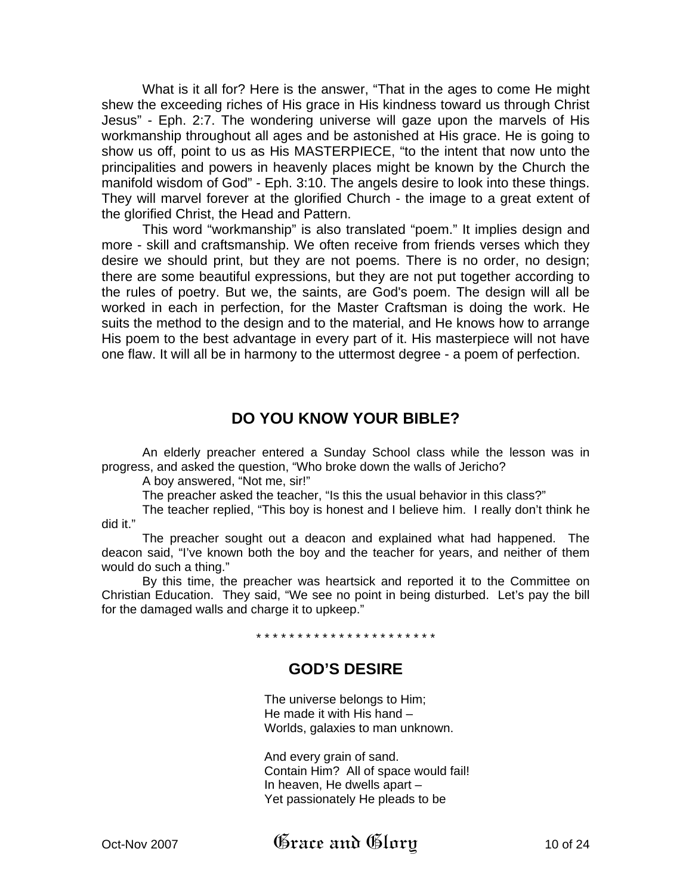What is it all for? Here is the answer, “That in the ages to come He might shew the exceeding riches of His grace in His kindness toward us through Christ Jesus” - Eph. 2:7. The wondering universe will gaze upon the marvels of His workmanship throughout all ages and be astonished at His grace. He is going to show us off, point to us as His MASTERPIECE, “to the intent that now unto the principalities and powers in heavenly places might be known by the Church the manifold wisdom of God” - Eph. 3:10. The angels desire to look into these things. They will marvel forever at the glorified Church - the image to a great extent of the glorified Christ, the Head and Pattern.

This word “workmanship” is also translated “poem.” It implies design and more - skill and craftsmanship. We often receive from friends verses which they desire we should print, but they are not poems. There is no order, no design; there are some beautiful expressions, but they are not put together according to the rules of poetry. But we, the saints, are God's poem. The design will all be worked in each in perfection, for the Master Craftsman is doing the work. He suits the method to the design and to the material, and He knows how to arrange His poem to the best advantage in every part of it. His masterpiece will not have one flaw. It will all be in harmony to the uttermost degree - a poem of perfection.

## DO YOU KNOW YOUR BIBLE?

An elderly preacher entered a Sunday School class while the lesson was in progress, and asked the question, “Who broke down the walls of Jericho?

A boy answered, “Not me, sir!”

The preacher asked the teacher, “Is this the usual behavior in this class?”

The teacher replied, “This boy is honest and I believe him. I really don’t think he did it.”

The preacher sought out a deacon and explained what had happened. The deacon said, “I’ve known both the boy and the teacher for years, and neither of them would do such a thing.”

By this time, the preacher was heartsick and reported it to the Committee on Christian Education. They said, “We see no point in being disturbed. Let’s pay the bill for the damaged walls and charge it to upkeep.”

* * * * * * * * * * * * * * * * * * * * * *

## GOD’S DESIRE

The universe belongs to Him;  
He made it with His hand –  
Worlds, galaxies to man unknown.

And every grain of sand.  
Contain Him? All of space would fail!  
In heaven, He dwells apart –  
Yet passionately He pleads to be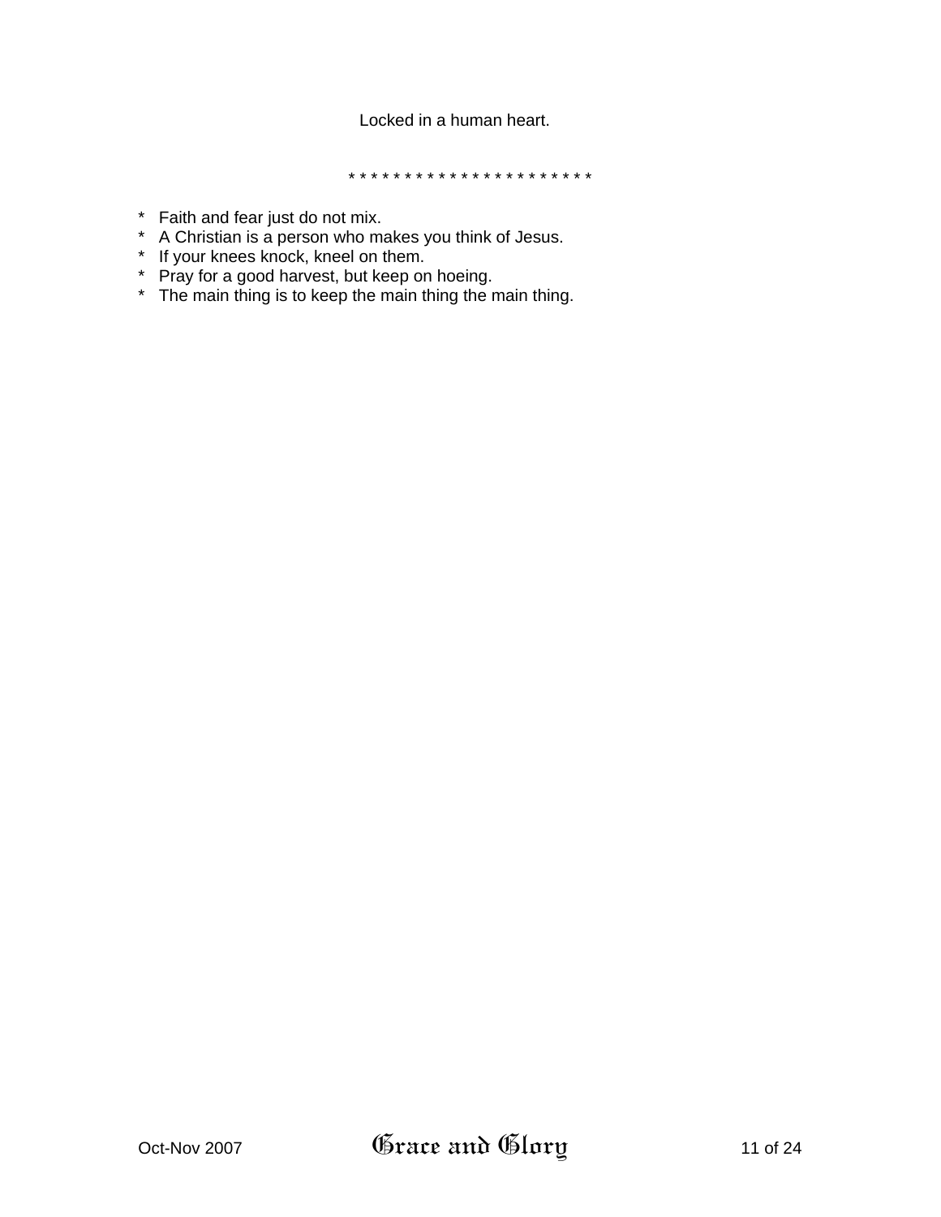Locked in a human heart.

\* \* \* \* \* \* \* \* \* \* \* \* \* \* \* \* \* \* \* \* \* \*

- Faith and fear just do not mix.
- A Christian is a person who makes you think of Jesus.
- If your knees knock, kneel on them.
- Pray for a good harvest, but keep on hoeing.
- The main thing is to keep the main thing the main thing.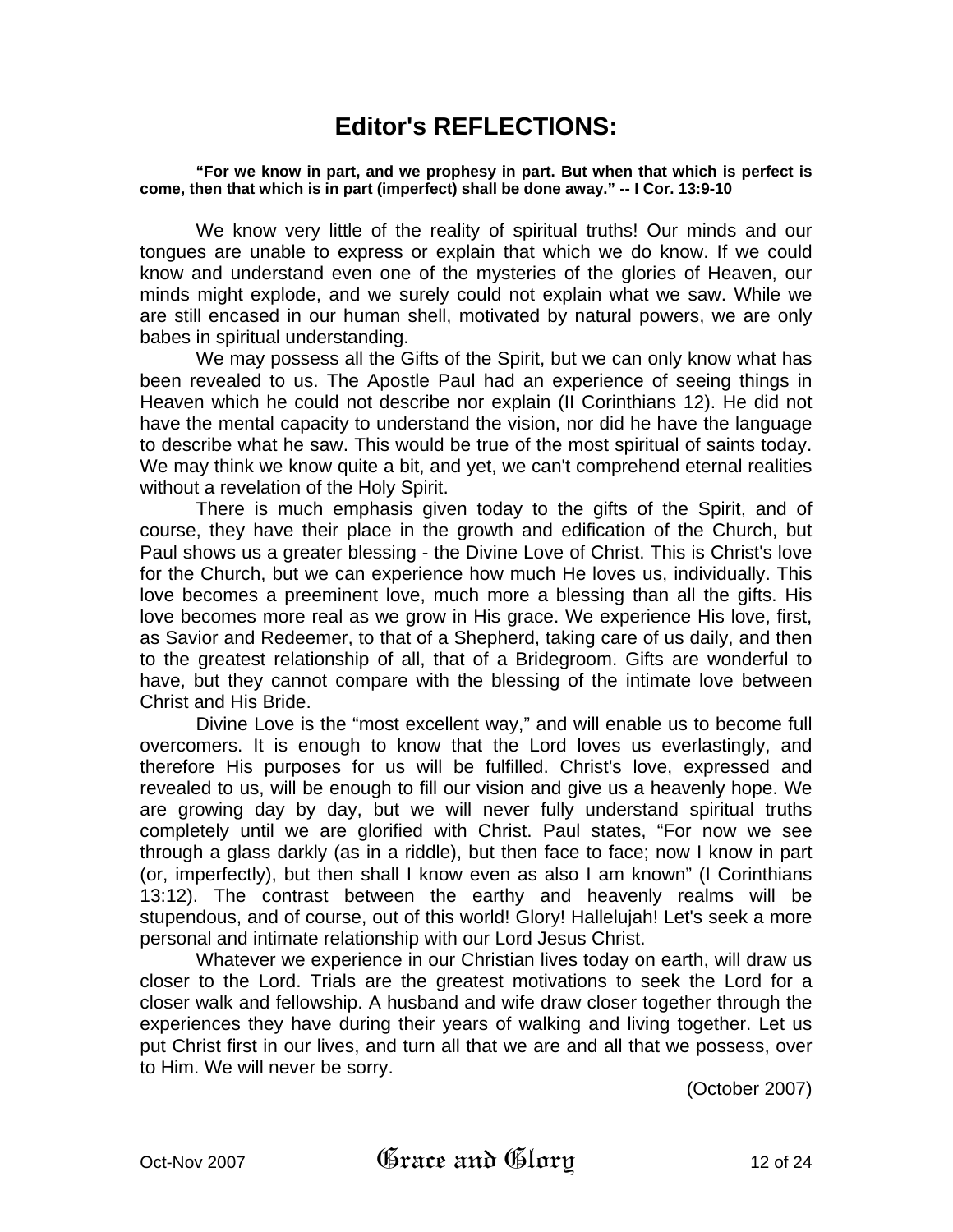# Editor's REFLECTIONS:

**"For we know in part, and we prophesy in part. But when that which is perfect is come, then that which is in part (imperfect) shall be done away." -- I Cor. 13:9-10**

We know very little of the reality of spiritual truths! Our minds and our tongues are unable to express or explain that which we do know. If we could know and understand even one of the mysteries of the glories of Heaven, our minds might explode, and we surely could not explain what we saw. While we are still encased in our human shell, motivated by natural powers, we are only babes in spiritual understanding.

We may possess all the Gifts of the Spirit, but we can only know what has been revealed to us. The Apostle Paul had an experience of seeing things in Heaven which he could not describe nor explain (II Corinthians 12). He did not have the mental capacity to understand the vision, nor did he have the language to describe what he saw. This would be true of the most spiritual of saints today. We may think we know quite a bit, and yet, we can't comprehend eternal realities without a revelation of the Holy Spirit.

There is much emphasis given today to the gifts of the Spirit, and of course, they have their place in the growth and edification of the Church, but Paul shows us a greater blessing - the Divine Love of Christ. This is Christ's love for the Church, but we can experience how much He loves us, individually. This love becomes a preeminent love, much more a blessing than all the gifts. His love becomes more real as we grow in His grace. We experience His love, first, as Savior and Redeemer, to that of a Shepherd, taking care of us daily, and then to the greatest relationship of all, that of a Bridegroom. Gifts are wonderful to have, but they cannot compare with the blessing of the intimate love between Christ and His Bride.

Divine Love is the "most excellent way," and will enable us to become full overcomers. It is enough to know that the Lord loves us everlastingly, and therefore His purposes for us will be fulfilled. Christ's love, expressed and revealed to us, will be enough to fill our vision and give us a heavenly hope. We are growing day by day, but we will never fully understand spiritual truths completely until we are glorified with Christ. Paul states, "For now we see through a glass darkly (as in a riddle), but then face to face; now I know in part (or, imperfectly), but then shall I know even as also I am known" (I Corinthians 13:12). The contrast between the earthy and heavenly realms will be stupendous, and of course, out of this world! Glory! Hallelujah! Let's seek a more personal and intimate relationship with our Lord Jesus Christ.

Whatever we experience in our Christian lives today on earth, will draw us closer to the Lord. Trials are the greatest motivations to seek the Lord for a closer walk and fellowship. A husband and wife draw closer together through the experiences they have during their years of walking and living together. Let us put Christ first in our lives, and turn all that we are and all that we possess, over to Him. We will never be sorry.

(October 2007)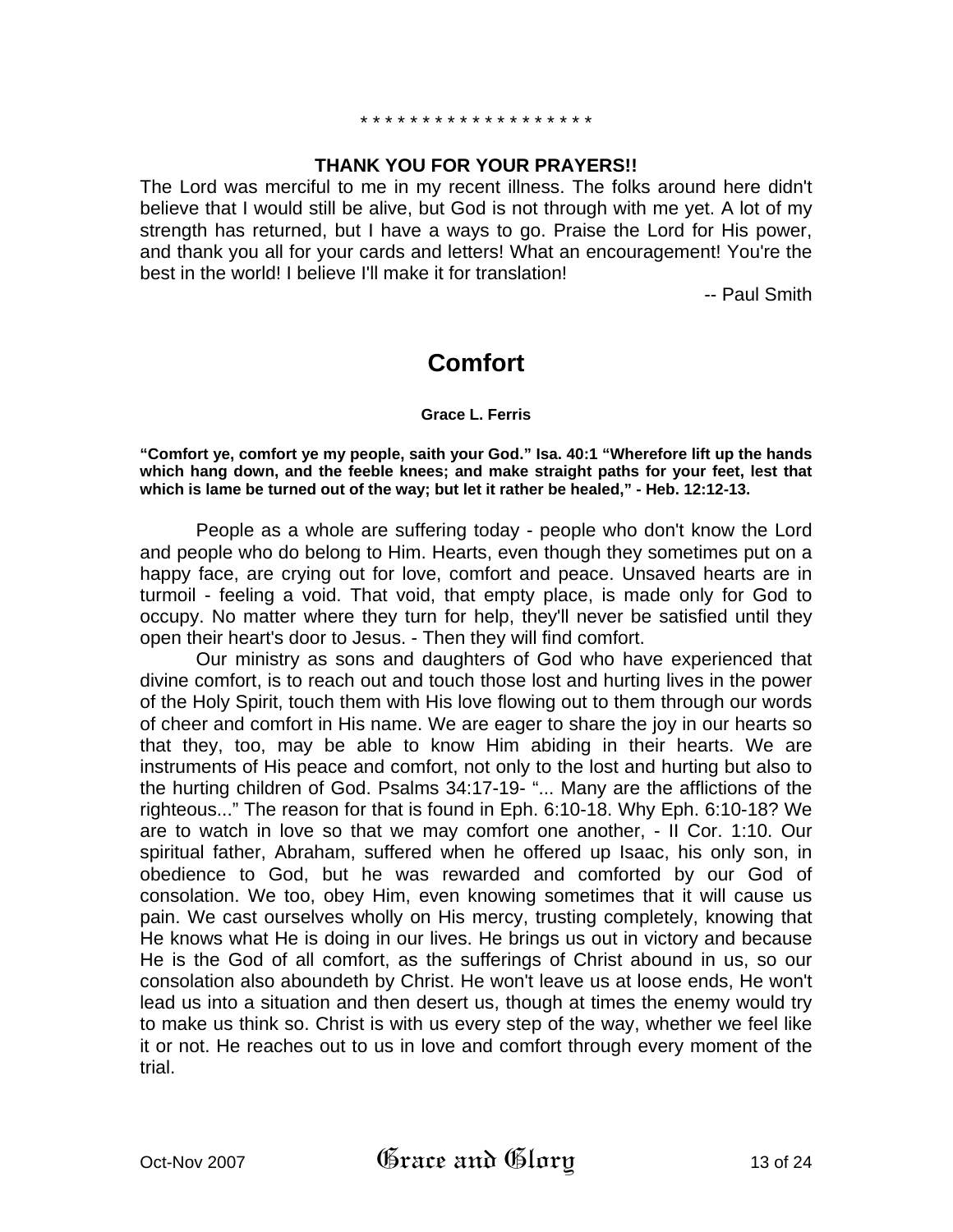\* \* \* \* \* \* \* \* \* \* \* \* \* \* \* \* \* \* \*

**THANK YOU FOR YOUR PRAYERS!!**

The Lord was merciful to me in my recent illness. The folks around here didn't believe that I would still be alive, but God is not through with me yet. A lot of my strength has returned, but I have a ways to go. Praise the Lord for His power, and thank you all for your cards and letters! What an encouragement! You're the best in the world! I believe I'll make it for translation!

-- Paul Smith

# Comfort

**Grace L. Ferris**

**"Comfort ye, comfort ye my people, saith your God." Isa. 40:1 "Wherefore lift up the hands which hang down, and the feeble knees; and make straight paths for your feet, lest that which is lame be turned out of the way; but let it rather be healed," - Heb. 12:12-13.**

People as a whole are suffering today - people who don't know the Lord and people who do belong to Him. Hearts, even though they sometimes put on a happy face, are crying out for love, comfort and peace. Unsaved hearts are in turmoil - feeling a void. That void, that empty place, is made only for God to occupy. No matter where they turn for help, they'll never be satisfied until they open their heart's door to Jesus. - Then they will find comfort.

Our ministry as sons and daughters of God who have experienced that divine comfort, is to reach out and touch those lost and hurting lives in the power of the Holy Spirit, touch them with His love flowing out to them through our words of cheer and comfort in His name. We are eager to share the joy in our hearts so that they, too, may be able to know Him abiding in their hearts. We are instruments of His peace and comfort, not only to the lost and hurting but also to the hurting children of God. Psalms 34:17-19- "... Many are the afflictions of the righteous..." The reason for that is found in Eph. 6:10-18. Why Eph. 6:10-18? We are to watch in love so that we may comfort one another, - II Cor. 1:10. Our spiritual father, Abraham, suffered when he offered up Isaac, his only son, in obedience to God, but he was rewarded and comforted by our God of consolation. We too, obey Him, even knowing sometimes that it will cause us pain. We cast ourselves wholly on His mercy, trusting completely, knowing that He knows what He is doing in our lives. He brings us out in victory and because He is the God of all comfort, as the sufferings of Christ abound in us, so our consolation also aboundeth by Christ. He won't leave us at loose ends, He won't lead us into a situation and then desert us, though at times the enemy would try to make us think so. Christ is with us every step of the way, whether we feel like it or not. He reaches out to us in love and comfort through every moment of the trial.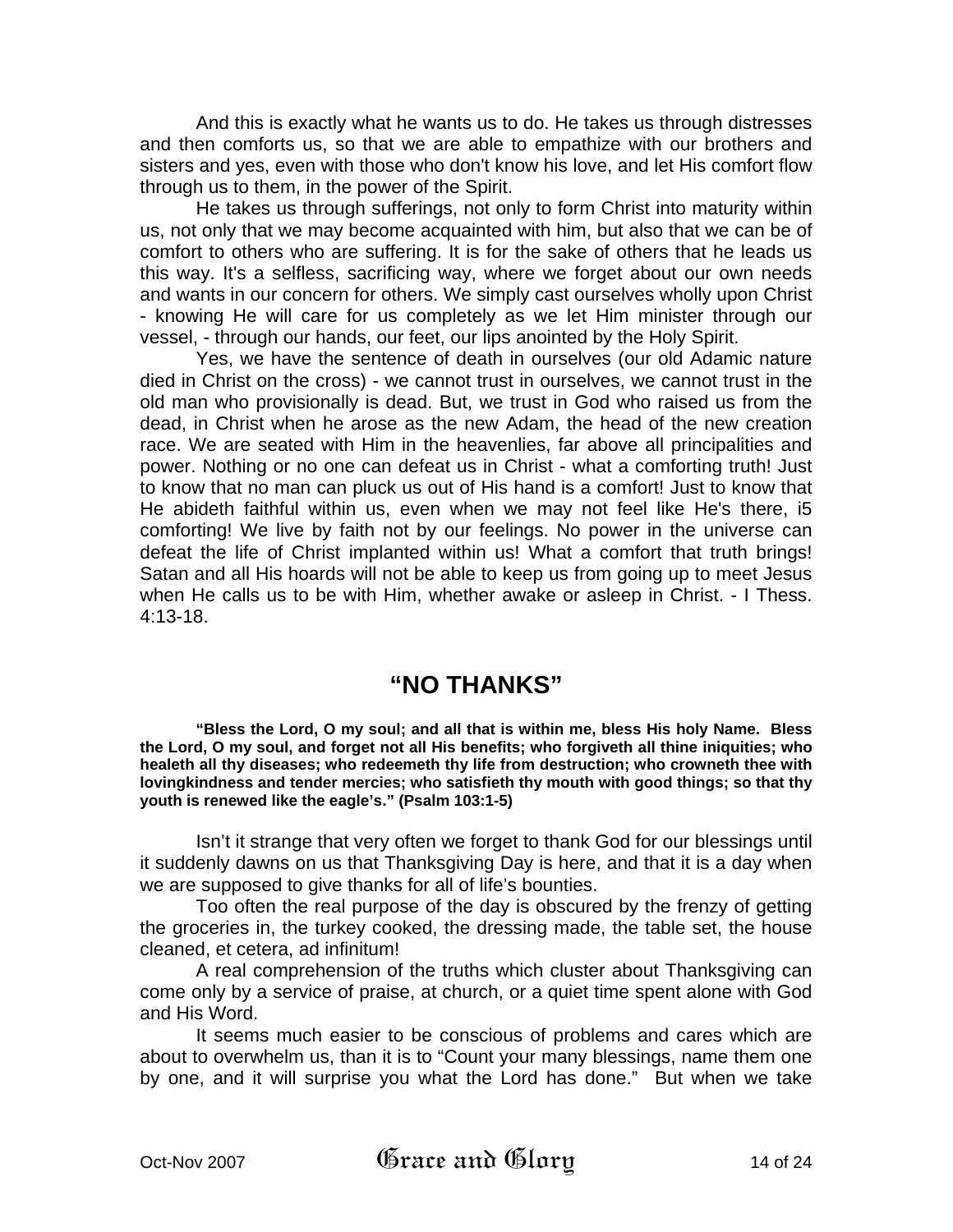And this is exactly what he wants us to do. He takes us through distresses and then comforts us, so that we are able to empathize with our brothers and sisters and yes, even with those who don't know his love, and let His comfort flow through us to them, in the power of the Spirit.

He takes us through sufferings, not only to form Christ into maturity within us, not only that we may become acquainted with him, but also that we can be of comfort to others who are suffering. It is for the sake of others that he leads us this way. It's a selfless, sacrificing way, where we forget about our own needs and wants in our concern for others. We simply cast ourselves wholly upon Christ - knowing He will care for us completely as we let Him minister through our vessel, - through our hands, our feet, our lips anointed by the Holy Spirit.

Yes, we have the sentence of death in ourselves (our old Adamic nature died in Christ on the cross) - we cannot trust in ourselves, we cannot trust in the old man who provisionally is dead. But, we trust in God who raised us from the dead, in Christ when he arose as the new Adam, the head of the new creation race. We are seated with Him in the heavenlies, far above all principalities and power. Nothing or no one can defeat us in Christ - what a comforting truth! Just to know that no man can pluck us out of His hand is a comfort! Just to know that He abideth faithful within us, even when we may not feel like He's there, i5 comforting! We live by faith not by our feelings. No power in the universe can defeat the life of Christ implanted within us! What a comfort that truth brings! Satan and all His hoards will not be able to keep us from going up to meet Jesus when He calls us to be with Him, whether awake or asleep in Christ. - I Thess. 4:13-18.

## "NO THANKS"

**"Bless the Lord, O my soul; and all that is within me, bless His holy Name. Bless the Lord, O my soul, and forget not all His benefits; who forgiveth all thine iniquities; who healeth all thy diseases; who redeemeth thy life from destruction; who crowneth thee with lovingkindness and tender mercies; who satisfieth thy mouth with good things; so that thy youth is renewed like the eagle's." (Psalm 103:1-5)**

Isn't it strange that very often we forget to thank God for our blessings until it suddenly dawns on us that Thanksgiving Day is here, and that it is a day when we are supposed to give thanks for all of life's bounties.

Too often the real purpose of the day is obscured by the frenzy of getting the groceries in, the turkey cooked, the dressing made, the table set, the house cleaned, et cetera, ad infinitum!

A real comprehension of the truths which cluster about Thanksgiving can come only by a service of praise, at church, or a quiet time spent alone with God and His Word.

It seems much easier to be conscious of problems and cares which are about to overwhelm us, than it is to "Count your many blessings, name them one by one, and it will surprise you what the Lord has done." But when we take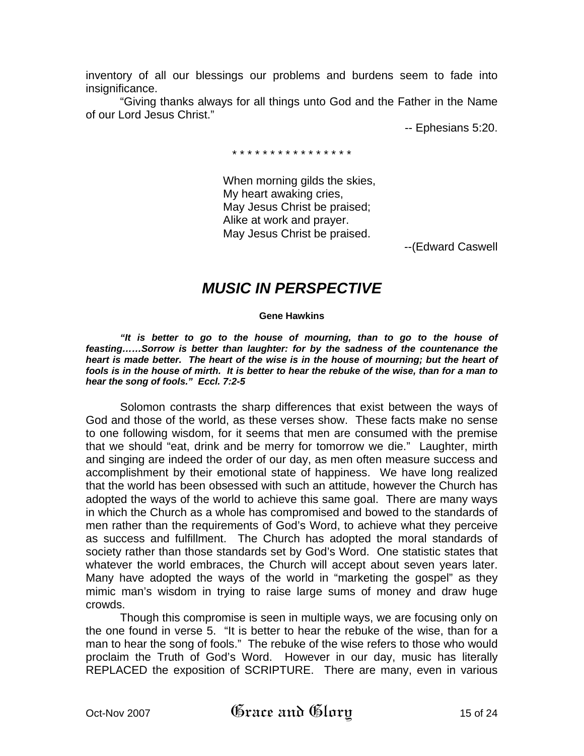inventory of all our blessings our problems and burdens seem to fade into insignificance.

"Giving thanks always for all things unto God and the Father in the Name of our Lord Jesus Christ."

-- Ephesians 5:20.

\* \* \* \* \* \* \* \* \* \* \* \* \* \* \* \*

When morning gilds the skies,  
My heart awaking cries,  
May Jesus Christ be praised;  
Alike at work and prayer.  
May Jesus Christ be praised.

--(Edward Caswell

# *MUSIC IN PERSPECTIVE*

**Gene Hawkins**

***"It is better to go to the house of mourning, than to go to the house of feasting……Sorrow is better than laughter: for by the sadness of the countenance the heart is made better. The heart of the wise is in the house of mourning; but the heart of fools is in the house of mirth. It is better to hear the rebuke of the wise, than for a man to hear the song of fools." Eccl. 7:2-5***

Solomon contrasts the sharp differences that exist between the ways of God and those of the world, as these verses show. These facts make no sense to one following wisdom, for it seems that men are consumed with the premise that we should "eat, drink and be merry for tomorrow we die." Laughter, mirth and singing are indeed the order of our day, as men often measure success and accomplishment by their emotional state of happiness. We have long realized that the world has been obsessed with such an attitude, however the Church has adopted the ways of the world to achieve this same goal. There are many ways in which the Church as a whole has compromised and bowed to the standards of men rather than the requirements of God's Word, to achieve what they perceive as success and fulfillment. The Church has adopted the moral standards of society rather than those standards set by God's Word. One statistic states that whatever the world embraces, the Church will accept about seven years later. Many have adopted the ways of the world in "marketing the gospel" as they mimic man's wisdom in trying to raise large sums of money and draw huge crowds.

Though this compromise is seen in multiple ways, we are focusing only on the one found in verse 5. "It is better to hear the rebuke of the wise, than for a man to hear the song of fools." The rebuke of the wise refers to those who would proclaim the Truth of God's Word. However in our day, music has literally REPLACED the exposition of SCRIPTURE. There are many, even in various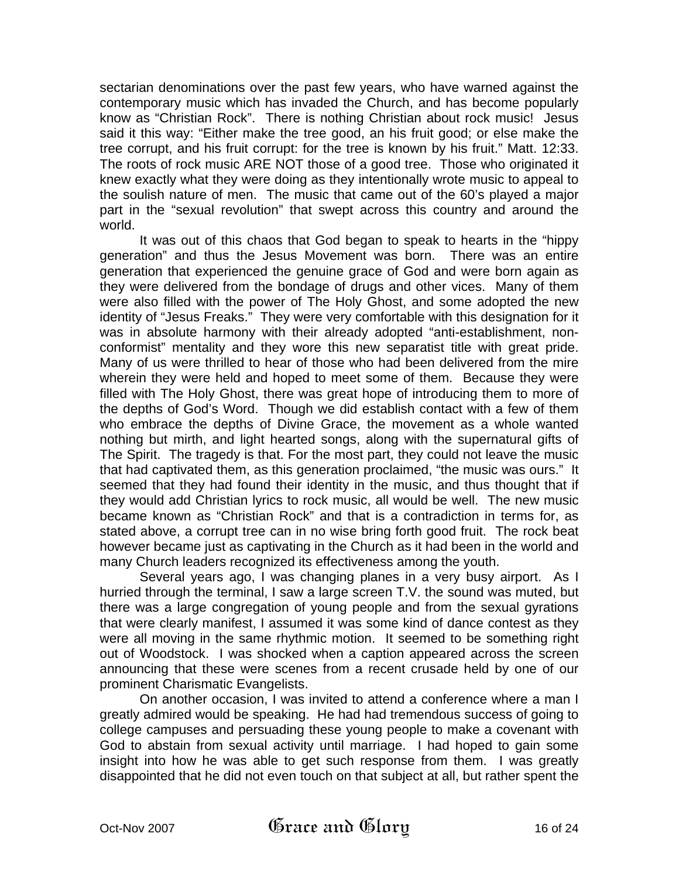sectarian denominations over the past few years, who have warned against the contemporary music which has invaded the Church, and has become popularly know as "Christian Rock". There is nothing Christian about rock music! Jesus said it this way: "Either make the tree good, an his fruit good; or else make the tree corrupt, and his fruit corrupt: for the tree is known by his fruit." Matt. 12:33. The roots of rock music ARE NOT those of a good tree. Those who originated it knew exactly what they were doing as they intentionally wrote music to appeal to the soulish nature of men. The music that came out of the 60's played a major part in the "sexual revolution" that swept across this country and around the world.

It was out of this chaos that God began to speak to hearts in the "hippy generation" and thus the Jesus Movement was born. There was an entire generation that experienced the genuine grace of God and were born again as they were delivered from the bondage of drugs and other vices. Many of them were also filled with the power of The Holy Ghost, and some adopted the new identity of "Jesus Freaks." They were very comfortable with this designation for it was in absolute harmony with their already adopted "anti-establishment, non-conformist" mentality and they wore this new separatist title with great pride. Many of us were thrilled to hear of those who had been delivered from the mire wherein they were held and hoped to meet some of them. Because they were filled with The Holy Ghost, there was great hope of introducing them to more of the depths of God's Word. Though we did establish contact with a few of them who embrace the depths of Divine Grace, the movement as a whole wanted nothing but mirth, and light hearted songs, along with the supernatural gifts of The Spirit. The tragedy is that. For the most part, they could not leave the music that had captivated them, as this generation proclaimed, "the music was ours." It seemed that they had found their identity in the music, and thus thought that if they would add Christian lyrics to rock music, all would be well. The new music became known as "Christian Rock" and that is a contradiction in terms for, as stated above, a corrupt tree can in no wise bring forth good fruit. The rock beat however became just as captivating in the Church as it had been in the world and many Church leaders recognized its effectiveness among the youth.

Several years ago, I was changing planes in a very busy airport. As I hurried through the terminal, I saw a large screen T.V. the sound was muted, but there was a large congregation of young people and from the sexual gyrations that were clearly manifest, I assumed it was some kind of dance contest as they were all moving in the same rhythmic motion. It seemed to be something right out of Woodstock. I was shocked when a caption appeared across the screen announcing that these were scenes from a recent crusade held by one of our prominent Charismatic Evangelists.

On another occasion, I was invited to attend a conference where a man I greatly admired would be speaking. He had had tremendous success of going to college campuses and persuading these young people to make a covenant with God to abstain from sexual activity until marriage. I had hoped to gain some insight into how he was able to get such response from them. I was greatly disappointed that he did not even touch on that subject at all, but rather spent the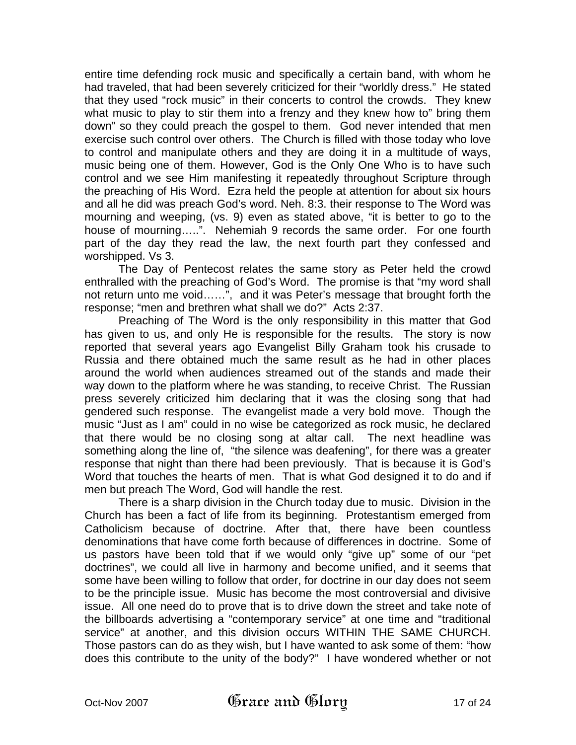entire time defending rock music and specifically a certain band, with whom he had traveled, that had been severely criticized for their "worldly dress." He stated that they used "rock music" in their concerts to control the crowds. They knew what music to play to stir them into a frenzy and they knew how to" bring them down" so they could preach the gospel to them. God never intended that men exercise such control over others. The Church is filled with those today who love to control and manipulate others and they are doing it in a multitude of ways, music being one of them. However, God is the Only One Who is to have such control and we see Him manifesting it repeatedly throughout Scripture through the preaching of His Word. Ezra held the people at attention for about six hours and all he did was preach God's word. Neh. 8:3. their response to The Word was mourning and weeping, (vs. 9) even as stated above, "it is better to go to the house of mourning…..". Nehemiah 9 records the same order. For one fourth part of the day they read the law, the next fourth part they confessed and worshipped. Vs 3.

The Day of Pentecost relates the same story as Peter held the crowd enthralled with the preaching of God's Word. The promise is that "my word shall not return unto me void……", and it was Peter's message that brought forth the response; "men and brethren what shall we do?" Acts 2:37.

Preaching of The Word is the only responsibility in this matter that God has given to us, and only He is responsible for the results. The story is now reported that several years ago Evangelist Billy Graham took his crusade to Russia and there obtained much the same result as he had in other places around the world when audiences streamed out of the stands and made their way down to the platform where he was standing, to receive Christ. The Russian press severely criticized him declaring that it was the closing song that had gendered such response. The evangelist made a very bold move. Though the music "Just as I am" could in no wise be categorized as rock music, he declared that there would be no closing song at altar call. The next headline was something along the line of, "the silence was deafening", for there was a greater response that night than there had been previously. That is because it is God's Word that touches the hearts of men. That is what God designed it to do and if men but preach The Word, God will handle the rest.

There is a sharp division in the Church today due to music. Division in the Church has been a fact of life from its beginning. Protestantism emerged from Catholicism because of doctrine. After that, there have been countless denominations that have come forth because of differences in doctrine. Some of us pastors have been told that if we would only "give up" some of our "pet doctrines", we could all live in harmony and become unified, and it seems that some have been willing to follow that order, for doctrine in our day does not seem to be the principle issue. Music has become the most controversial and divisive issue. All one need do to prove that is to drive down the street and take note of the billboards advertising a "contemporary service" at one time and "traditional service" at another, and this division occurs WITHIN THE SAME CHURCH. Those pastors can do as they wish, but I have wanted to ask some of them: "how does this contribute to the unity of the body?" I have wondered whether or not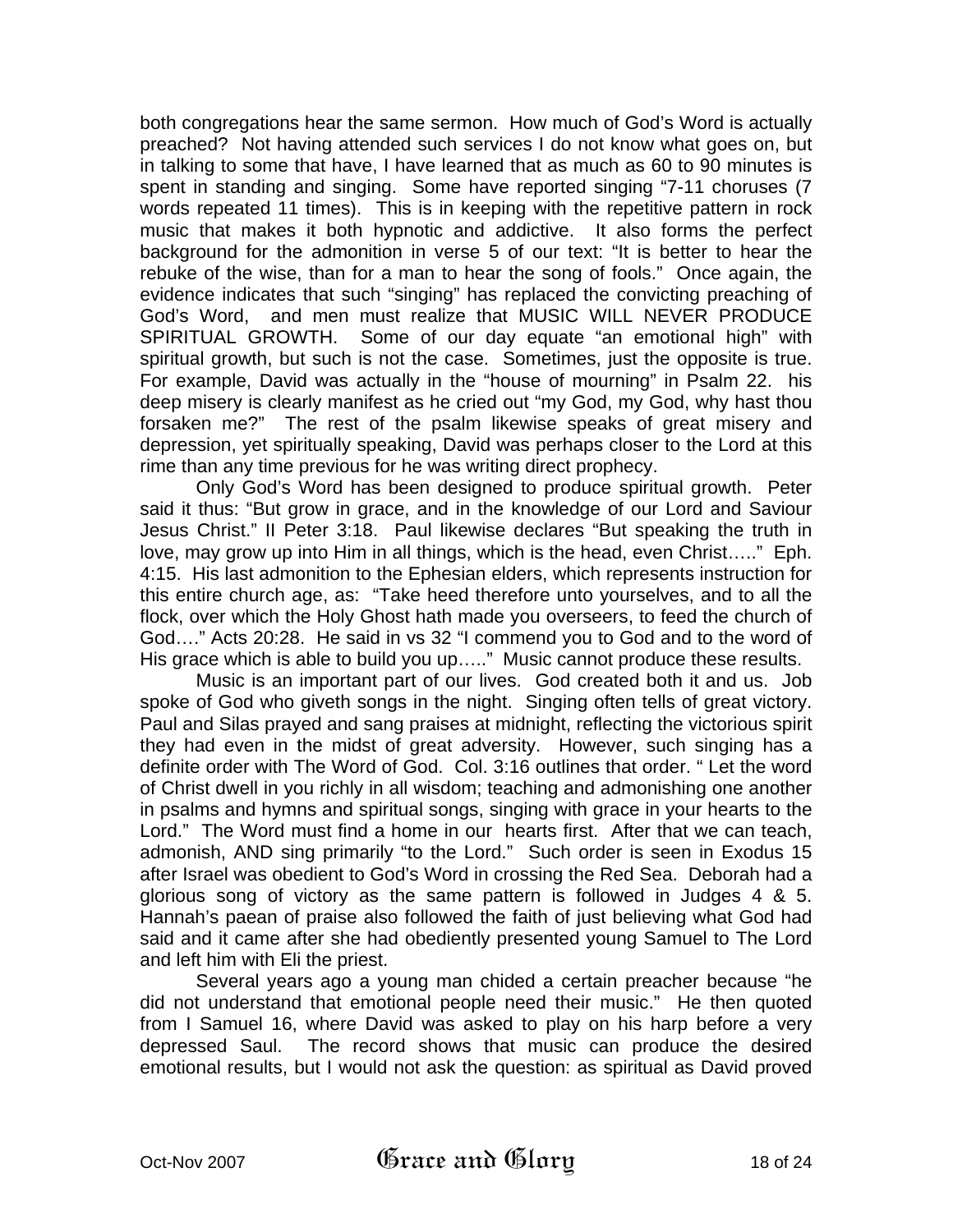both congregations hear the same sermon. How much of God's Word is actually preached? Not having attended such services I do not know what goes on, but in talking to some that have, I have learned that as much as 60 to 90 minutes is spent in standing and singing. Some have reported singing "7-11 choruses (7 words repeated 11 times). This is in keeping with the repetitive pattern in rock music that makes it both hypnotic and addictive. It also forms the perfect background for the admonition in verse 5 of our text: "It is better to hear the rebuke of the wise, than for a man to hear the song of fools." Once again, the evidence indicates that such "singing" has replaced the convicting preaching of God's Word, and men must realize that MUSIC WILL NEVER PRODUCE SPIRITUAL GROWTH. Some of our day equate "an emotional high" with spiritual growth, but such is not the case. Sometimes, just the opposite is true. For example, David was actually in the "house of mourning" in Psalm 22. his deep misery is clearly manifest as he cried out "my God, my God, why hast thou forsaken me?" The rest of the psalm likewise speaks of great misery and depression, yet spiritually speaking, David was perhaps closer to the Lord at this rime than any time previous for he was writing direct prophecy.

Only God's Word has been designed to produce spiritual growth. Peter said it thus: "But grow in grace, and in the knowledge of our Lord and Saviour Jesus Christ." II Peter 3:18. Paul likewise declares "But speaking the truth in love, may grow up into Him in all things, which is the head, even Christ….." Eph. 4:15. His last admonition to the Ephesian elders, which represents instruction for this entire church age, as: "Take heed therefore unto yourselves, and to all the flock, over which the Holy Ghost hath made you overseers, to feed the church of God…." Acts 20:28. He said in vs 32 "I commend you to God and to the word of His grace which is able to build you up….." Music cannot produce these results.

Music is an important part of our lives. God created both it and us. Job spoke of God who giveth songs in the night. Singing often tells of great victory. Paul and Silas prayed and sang praises at midnight, reflecting the victorious spirit they had even in the midst of great adversity. However, such singing has a definite order with The Word of God. Col. 3:16 outlines that order. " Let the word of Christ dwell in you richly in all wisdom; teaching and admonishing one another in psalms and hymns and spiritual songs, singing with grace in your hearts to the Lord." The Word must find a home in our hearts first. After that we can teach, admonish, AND sing primarily "to the Lord." Such order is seen in Exodus 15 after Israel was obedient to God's Word in crossing the Red Sea. Deborah had a glorious song of victory as the same pattern is followed in Judges 4 & 5. Hannah's paean of praise also followed the faith of just believing what God had said and it came after she had obediently presented young Samuel to The Lord and left him with Eli the priest.

Several years ago a young man chided a certain preacher because "he did not understand that emotional people need their music." He then quoted from I Samuel 16, where David was asked to play on his harp before a very depressed Saul. The record shows that music can produce the desired emotional results, but I would not ask the question: as spiritual as David proved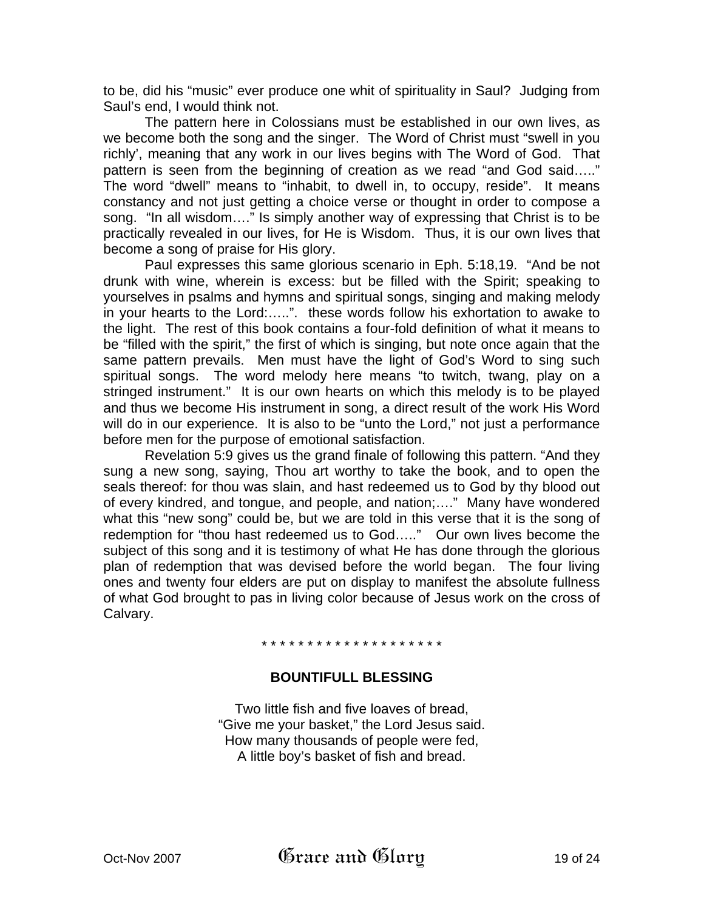to be, did his "music" ever produce one whit of spirituality in Saul? Judging from Saul's end, I would think not.

The pattern here in Colossians must be established in our own lives, as we become both the song and the singer. The Word of Christ must "swell in you richly', meaning that any work in our lives begins with The Word of God. That pattern is seen from the beginning of creation as we read "and God said….." The word "dwell" means to "inhabit, to dwell in, to occupy, reside". It means constancy and not just getting a choice verse or thought in order to compose a song. "In all wisdom…." Is simply another way of expressing that Christ is to be practically revealed in our lives, for He is Wisdom. Thus, it is our own lives that become a song of praise for His glory.

Paul expresses this same glorious scenario in Eph. 5:18,19. "And be not drunk with wine, wherein is excess: but be filled with the Spirit; speaking to yourselves in psalms and hymns and spiritual songs, singing and making melody in your hearts to the Lord:…..". these words follow his exhortation to awake to the light. The rest of this book contains a four-fold definition of what it means to be "filled with the spirit," the first of which is singing, but note once again that the same pattern prevails. Men must have the light of God's Word to sing such spiritual songs. The word melody here means "to twitch, twang, play on a stringed instrument." It is our own hearts on which this melody is to be played and thus we become His instrument in song, a direct result of the work His Word will do in our experience. It is also to be "unto the Lord," not just a performance before men for the purpose of emotional satisfaction.

Revelation 5:9 gives us the grand finale of following this pattern. "And they sung a new song, saying, Thou art worthy to take the book, and to open the seals thereof: for thou was slain, and hast redeemed us to God by thy blood out of every kindred, and tongue, and people, and nation;…." Many have wondered what this "new song" could be, but we are told in this verse that it is the song of redemption for "thou hast redeemed us to God….." Our own lives become the subject of this song and it is testimony of what He has done through the glorious plan of redemption that was devised before the world began. The four living ones and twenty four elders are put on display to manifest the absolute fullness of what God brought to pas in living color because of Jesus work on the cross of Calvary.

* * * * * * * * * * * * * * * * * * * *

**BOUNTIFULL BLESSING**

Two little fish and five loaves of bread,
"Give me your basket," the Lord Jesus said.
How many thousands of people were fed,
A little boy's basket of fish and bread.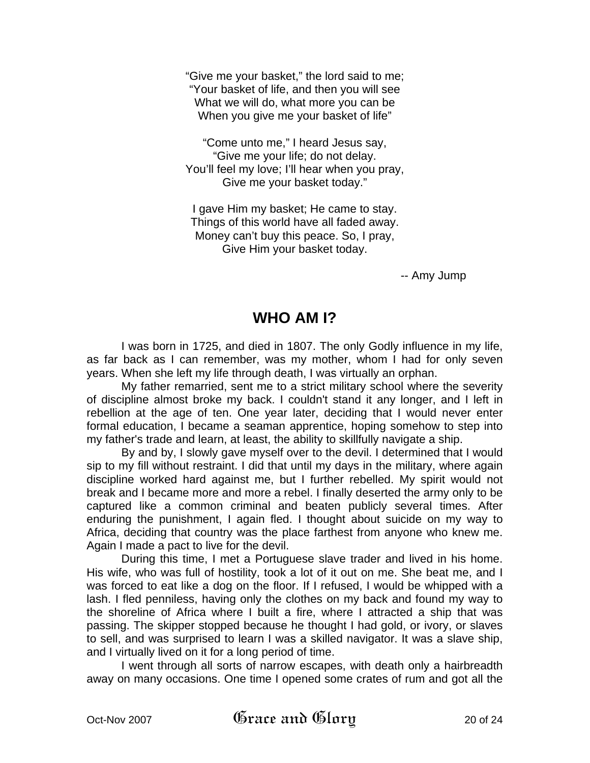"Give me your basket," the lord said to me;
"Your basket of life, and then you will see
What we will do, what more you can be
When you give me your basket of life"

"Come unto me," I heard Jesus say,
"Give me your life; do not delay.
You'll feel my love; I'll hear when you pray,
Give me your basket today."

I gave Him my basket; He came to stay.
Things of this world have all faded away.
Money can't buy this peace. So, I pray,
Give Him your basket today.

-- Amy Jump

## WHO AM I?

I was born in 1725, and died in 1807. The only Godly influence in my life, as far back as I can remember, was my mother, whom I had for only seven years. When she left my life through death, I was virtually an orphan.

My father remarried, sent me to a strict military school where the severity of discipline almost broke my back. I couldn't stand it any longer, and I left in rebellion at the age of ten. One year later, deciding that I would never enter formal education, I became a seaman apprentice, hoping somehow to step into my father's trade and learn, at least, the ability to skillfully navigate a ship.

By and by, I slowly gave myself over to the devil. I determined that I would sip to my fill without restraint. I did that until my days in the military, where again discipline worked hard against me, but I further rebelled. My spirit would not break and I became more and more a rebel. I finally deserted the army only to be captured like a common criminal and beaten publicly several times. After enduring the punishment, I again fled. I thought about suicide on my way to Africa, deciding that country was the place farthest from anyone who knew me. Again I made a pact to live for the devil.

During this time, I met a Portuguese slave trader and lived in his home. His wife, who was full of hostility, took a lot of it out on me. She beat me, and I was forced to eat like a dog on the floor. If I refused, I would be whipped with a lash. I fled penniless, having only the clothes on my back and found my way to the shoreline of Africa where I built a fire, where I attracted a ship that was passing. The skipper stopped because he thought I had gold, or ivory, or slaves to sell, and was surprised to learn I was a skilled navigator. It was a slave ship, and I virtually lived on it for a long period of time.

I went through all sorts of narrow escapes, with death only a hairbreadth away on many occasions. One time I opened some crates of rum and got all the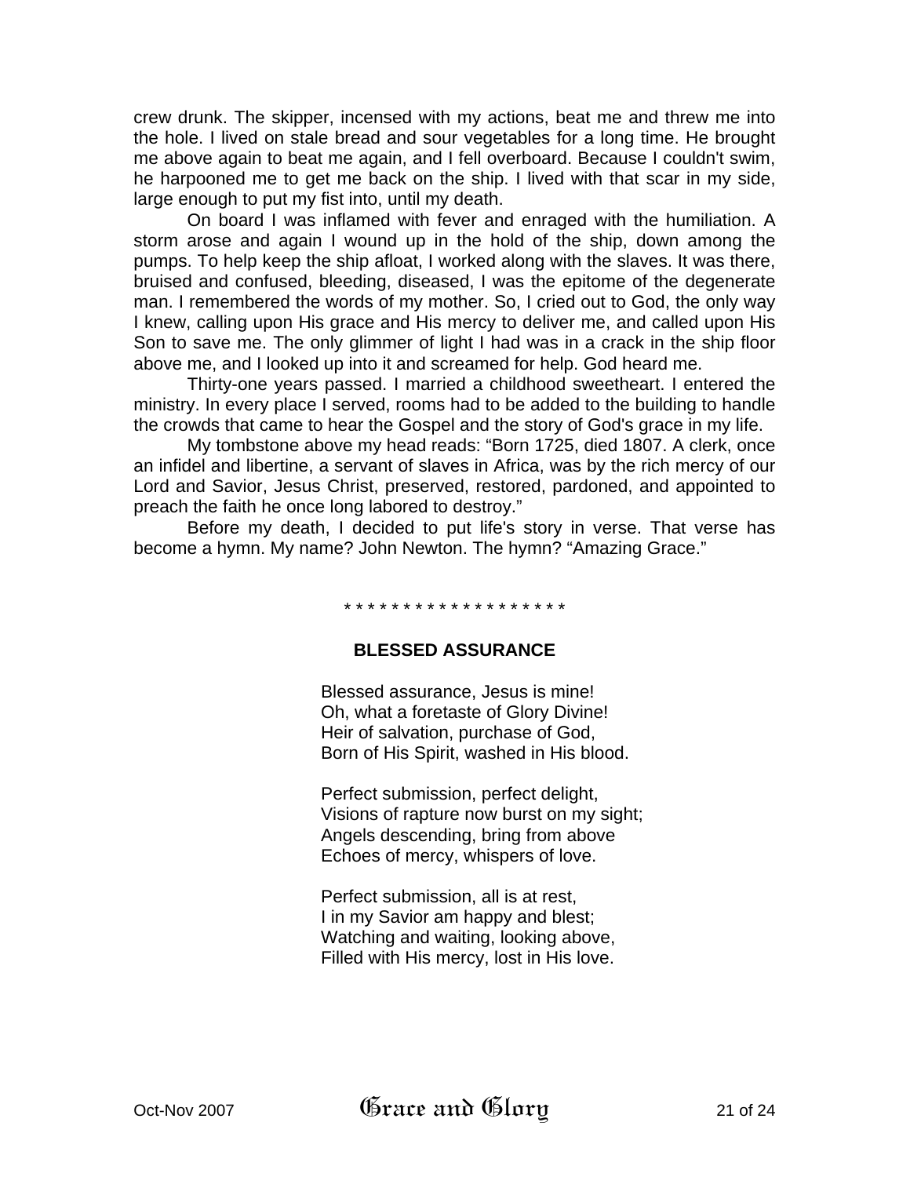crew drunk. The skipper, incensed with my actions, beat me and threw me into the hole. I lived on stale bread and sour vegetables for a long time. He brought me above again to beat me again, and I fell overboard. Because I couldn't swim, he harpooned me to get me back on the ship. I lived with that scar in my side, large enough to put my fist into, until my death.

On board I was inflamed with fever and enraged with the humiliation. A storm arose and again I wound up in the hold of the ship, down among the pumps. To help keep the ship afloat, I worked along with the slaves. It was there, bruised and confused, bleeding, diseased, I was the epitome of the degenerate man. I remembered the words of my mother. So, I cried out to God, the only way I knew, calling upon His grace and His mercy to deliver me, and called upon His Son to save me. The only glimmer of light I had was in a crack in the ship floor above me, and I looked up into it and screamed for help. God heard me.

Thirty-one years passed. I married a childhood sweetheart. I entered the ministry. In every place I served, rooms had to be added to the building to handle the crowds that came to hear the Gospel and the story of God's grace in my life.

My tombstone above my head reads: “Born 1725, died 1807. A clerk, once an infidel and libertine, a servant of slaves in Africa, was by the rich mercy of our Lord and Savior, Jesus Christ, preserved, restored, pardoned, and appointed to preach the faith he once long labored to destroy.”

Before my death, I decided to put life's story in verse. That verse has become a hymn. My name? John Newton. The hymn? “Amazing Grace.”

* * * * * * * * * * * * * * * * * * *

## BLESSED ASSURANCE

Blessed assurance, Jesus is mine!
Oh, what a foretaste of Glory Divine!
Heir of salvation, purchase of God,
Born of His Spirit, washed in His blood.

Perfect submission, perfect delight,
Visions of rapture now burst on my sight;
Angels descending, bring from above
Echoes of mercy, whispers of love.

Perfect submission, all is at rest,
I in my Savior am happy and blest;
Watching and waiting, looking above,
Filled with His mercy, lost in His love.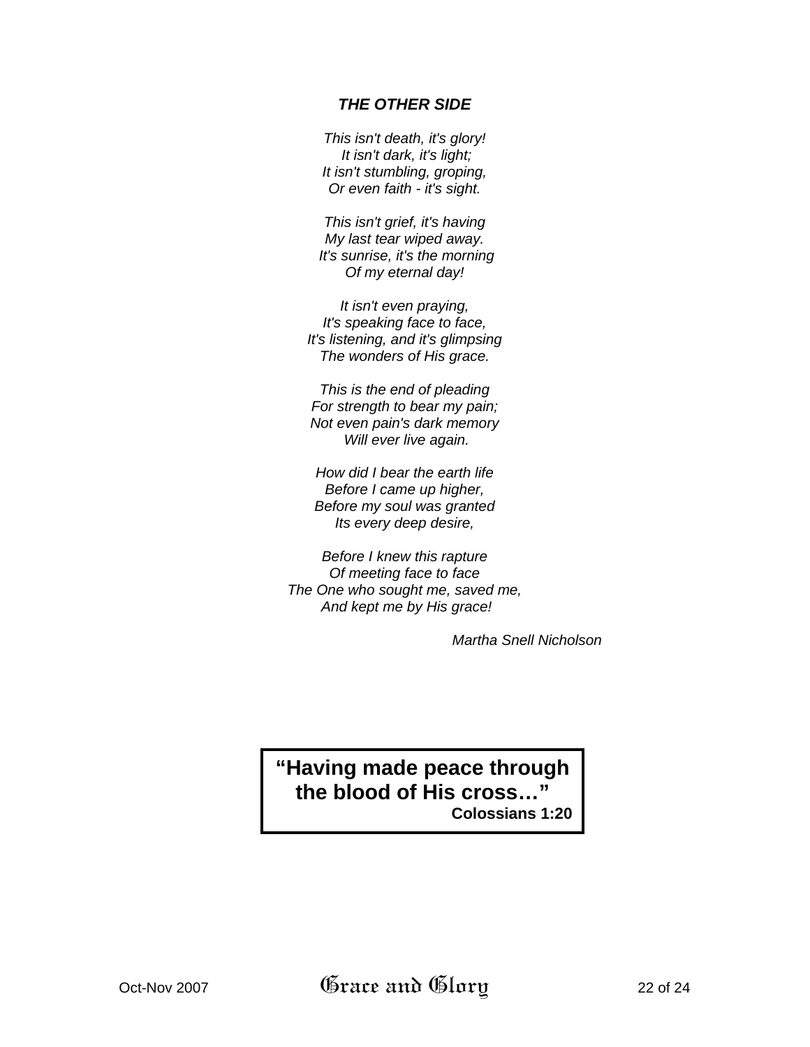### *THE OTHER SIDE*

*This isn't death, it's glory!*
*It isn't dark, it's light;*
*It isn't stumbling, groping,*
*Or even faith - it's sight.*

*This isn't grief, it's having*
*My last tear wiped away.*
*It's sunrise, it's the morning*
*Of my eternal day!*

*It isn't even praying,*
*It's speaking face to face,*
*It's listening, and it's glimpsing*
*The wonders of His grace.*

*This is the end of pleading*
*For strength to bear my pain;*
*Not even pain's dark memory*
*Will ever live again.*

*How did I bear the earth life*
*Before I came up higher,*
*Before my soul was granted*
*Its every deep desire,*

*Before I knew this rapture*
*Of meeting face to face*
*The One who sought me, saved me,*
*And kept me by His grace!*

*Martha Snell Nicholson*

**"Having made peace through the blood of His cross…"**
**Colossians 1:20**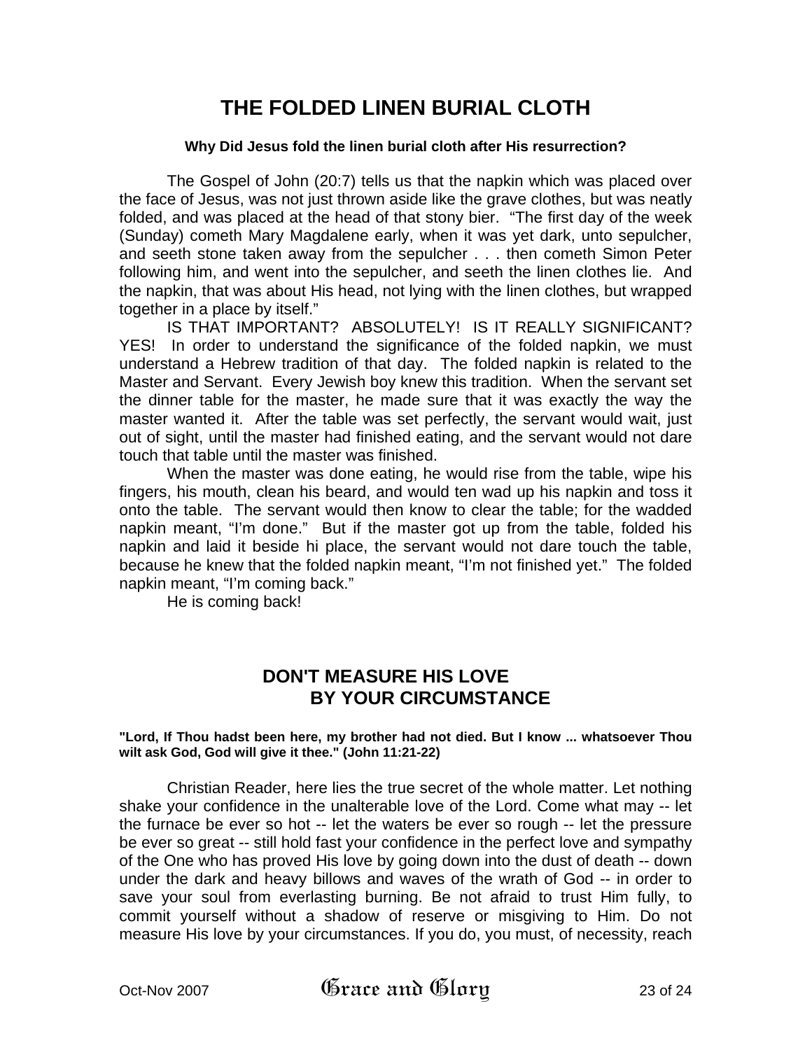# THE FOLDED LINEN BURIAL CLOTH

**Why Did Jesus fold the linen burial cloth after His resurrection?**

The Gospel of John (20:7) tells us that the napkin which was placed over the face of Jesus, was not just thrown aside like the grave clothes, but was neatly folded, and was placed at the head of that stony bier. "The first day of the week (Sunday) cometh Mary Magdalene early, when it was yet dark, unto sepulcher, and seeth stone taken away from the sepulcher . . . then cometh Simon Peter following him, and went into the sepulcher, and seeth the linen clothes lie. And the napkin, that was about His head, not lying with the linen clothes, but wrapped together in a place by itself."

IS THAT IMPORTANT? ABSOLUTELY! IS IT REALLY SIGNIFICANT? YES! In order to understand the significance of the folded napkin, we must understand a Hebrew tradition of that day. The folded napkin is related to the Master and Servant. Every Jewish boy knew this tradition. When the servant set the dinner table for the master, he made sure that it was exactly the way the master wanted it. After the table was set perfectly, the servant would wait, just out of sight, until the master had finished eating, and the servant would not dare touch that table until the master was finished.

When the master was done eating, he would rise from the table, wipe his fingers, his mouth, clean his beard, and would ten wad up his napkin and toss it onto the table. The servant would then know to clear the table; for the wadded napkin meant, "I'm done." But if the master got up from the table, folded his napkin and laid it beside hi place, the servant would not dare touch the table, because he knew that the folded napkin meant, "I'm not finished yet." The folded napkin meant, "I'm coming back."

He is coming back!

# DON'T MEASURE HIS LOVE BY YOUR CIRCUMSTANCE

**"Lord, If Thou hadst been here, my brother had not died. But I know ... whatsoever Thou wilt ask God, God will give it thee." (John 11:21-22)**

Christian Reader, here lies the true secret of the whole matter. Let nothing shake your confidence in the unalterable love of the Lord. Come what may -- let the furnace be ever so hot -- let the waters be ever so rough -- let the pressure be ever so great -- still hold fast your confidence in the perfect love and sympathy of the One who has proved His love by going down into the dust of death -- down under the dark and heavy billows and waves of the wrath of God -- in order to save your soul from everlasting burning. Be not afraid to trust Him fully, to commit yourself without a shadow of reserve or misgiving to Him. Do not measure His love by your circumstances. If you do, you must, of necessity, reach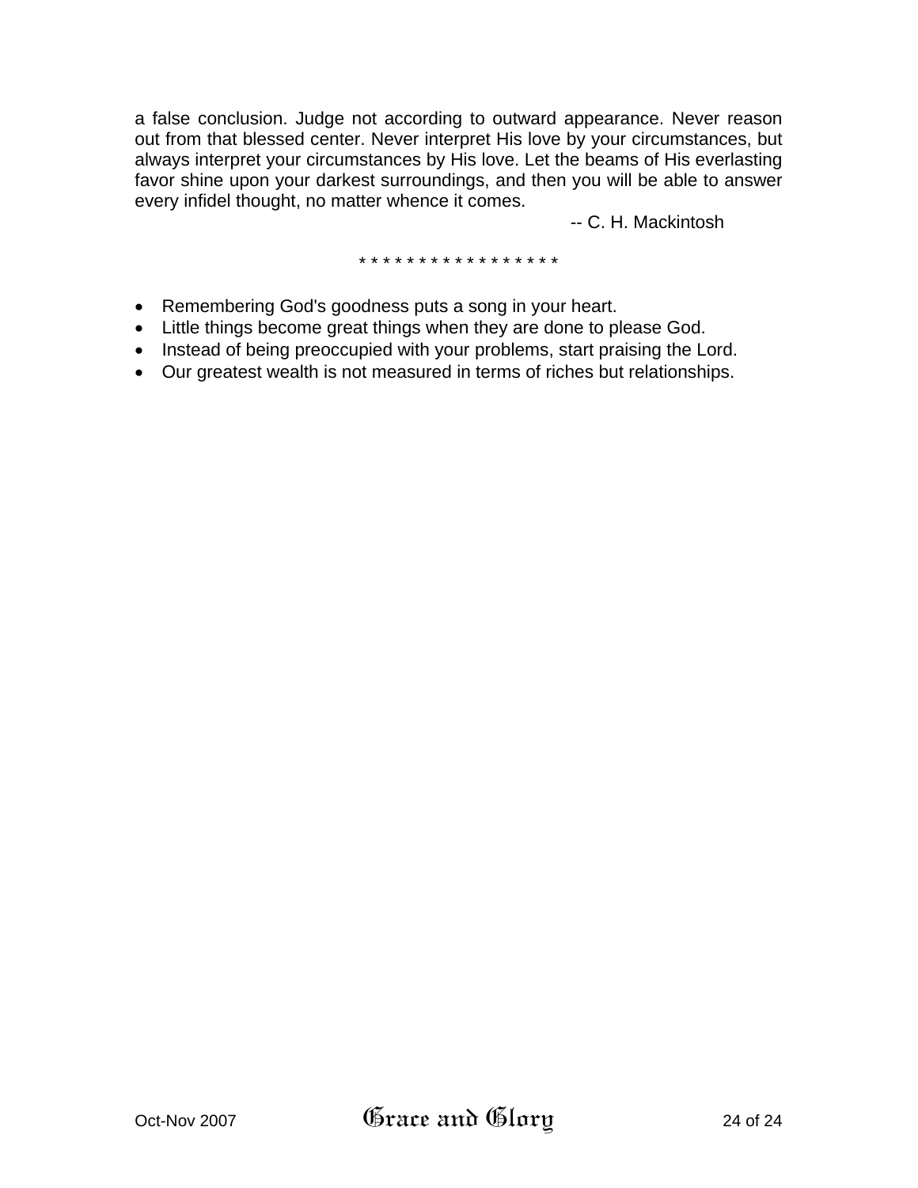a false conclusion. Judge not according to outward appearance. Never reason out from that blessed center. Never interpret His love by your circumstances, but always interpret your circumstances by His love. Let the beams of His everlasting favor shine upon your darkest surroundings, and then you will be able to answer every infidel thought, no matter whence it comes.

-- C. H. Mackintosh

* * * * * * * * * * * * * * * * *

- Remembering God's goodness puts a song in your heart.
- Little things become great things when they are done to please God.
- Instead of being preoccupied with your problems, start praising the Lord.
- Our greatest wealth is not measured in terms of riches but relationships.